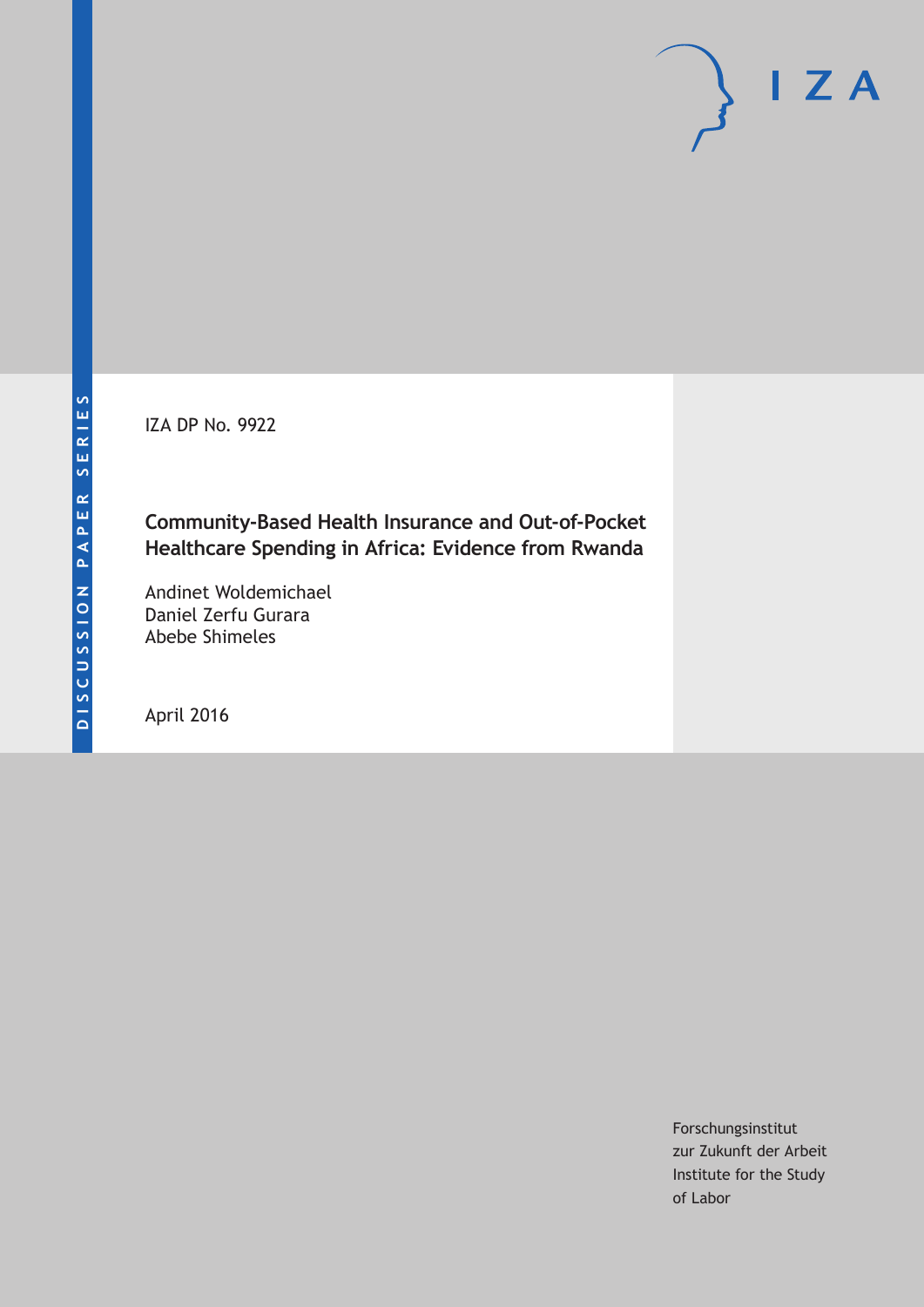DISCUSSION PAPER SERIES

IZA DP No. 9922

# Community-Based Health Insurance and Out-of-Pocket Healthcare Spending in Africa: Evidence from Rwanda

Andinet Woldemichael
Daniel Zerfu Gurara
Abebe Shimeles

April 2016

Forschungsinstitut
zur Zukunft der Arbeit
Institute for the Study
of Labor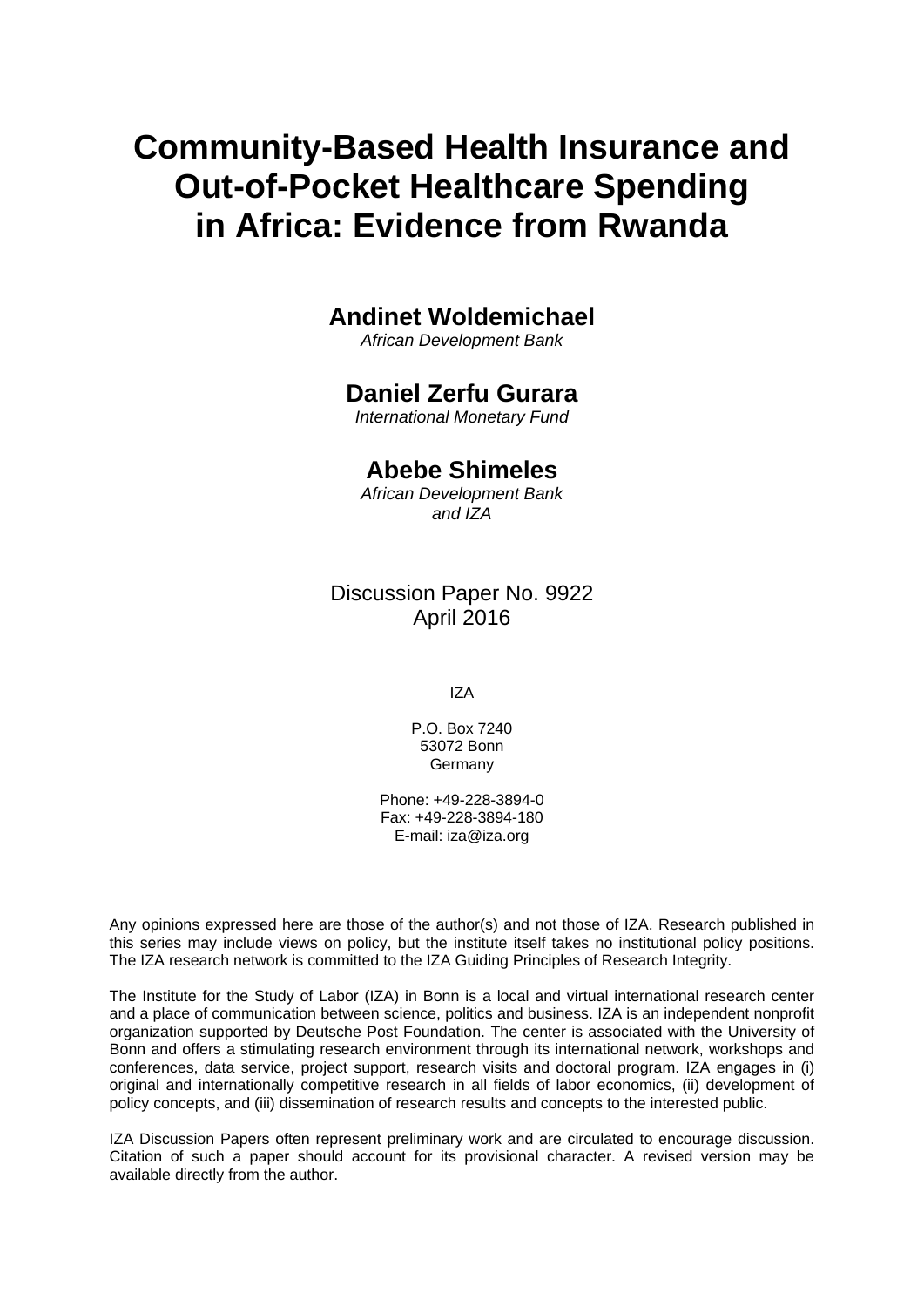# Community-Based Health Insurance and Out-of-Pocket Healthcare Spending in Africa: Evidence from Rwanda

**Andinet Woldemichael**
*African Development Bank*

**Daniel Zerfu Gurara**
*International Monetary Fund*

**Abebe Shimeles**
*African Development Bank and IZA*

Discussion Paper No. 9922
April 2016

IZA

P.O. Box 7240
53072 Bonn
Germany

Phone: +49-228-3894-0
Fax: +49-228-3894-180
E-mail: iza@iza.org

Any opinions expressed here are those of the author(s) and not those of IZA. Research published in this series may include views on policy, but the institute itself takes no institutional policy positions. The IZA research network is committed to the IZA Guiding Principles of Research Integrity.

The Institute for the Study of Labor (IZA) in Bonn is a local and virtual international research center and a place of communication between science, politics and business. IZA is an independent nonprofit organization supported by Deutsche Post Foundation. The center is associated with the University of Bonn and offers a stimulating research environment through its international network, workshops and conferences, data service, project support, research visits and doctoral program. IZA engages in (i) original and internationally competitive research in all fields of labor economics, (ii) development of policy concepts, and (iii) dissemination of research results and concepts to the interested public.

IZA Discussion Papers often represent preliminary work and are circulated to encourage discussion. Citation of such a paper should account for its provisional character. A revised version may be available directly from the author.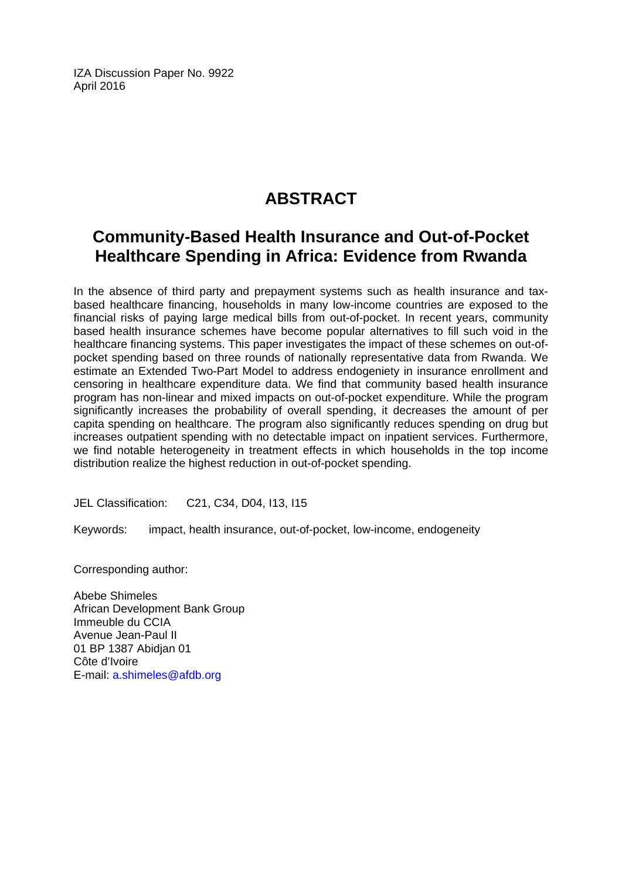IZA Discussion Paper No. 9922
April 2016

# ABSTRACT

## Community-Based Health Insurance and Out-of-Pocket Healthcare Spending in Africa: Evidence from Rwanda

In the absence of third party and prepayment systems such as health insurance and tax-based healthcare financing, households in many low-income countries are exposed to the financial risks of paying large medical bills from out-of-pocket. In recent years, community based health insurance schemes have become popular alternatives to fill such void in the healthcare financing systems. This paper investigates the impact of these schemes on out-of-pocket spending based on three rounds of nationally representative data from Rwanda. We estimate an Extended Two-Part Model to address endogeniety in insurance enrollment and censoring in healthcare expenditure data. We find that community based health insurance program has non-linear and mixed impacts on out-of-pocket expenditure. While the program significantly increases the probability of overall spending, it decreases the amount of per capita spending on healthcare. The program also significantly reduces spending on drug but increases outpatient spending with no detectable impact on inpatient services. Furthermore, we find notable heterogeneity in treatment effects in which households in the top income distribution realize the highest reduction in out-of-pocket spending.

JEL Classification: C21, C34, D04, I13, I15

Keywords: impact, health insurance, out-of-pocket, low-income, endogeneity

Corresponding author:

Abebe Shimeles
African Development Bank Group
Immeuble du CCIA
Avenue Jean-Paul II
01 BP 1387 Abidjan 01
Côte d'Ivoire
E-mail: a.shimeles@afdb.org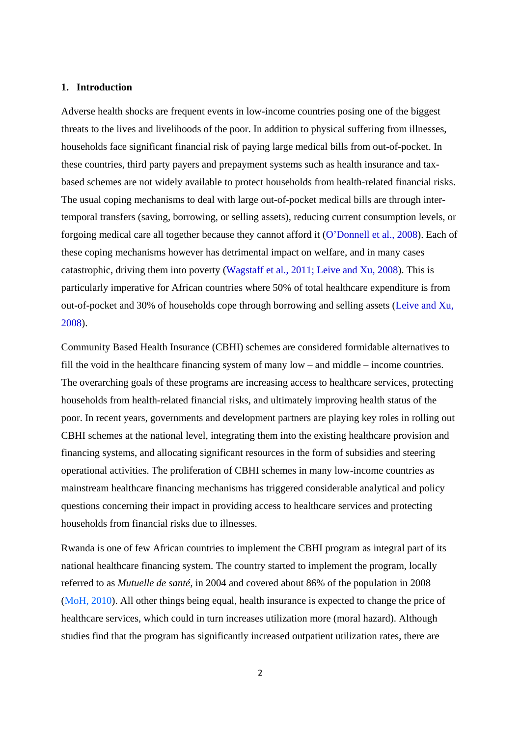## 1. Introduction

Adverse health shocks are frequent events in low-income countries posing one of the biggest threats to the lives and livelihoods of the poor. In addition to physical suffering from illnesses, households face significant financial risk of paying large medical bills from out-of-pocket. In these countries, third party payers and prepayment systems such as health insurance and tax-based schemes are not widely available to protect households from health-related financial risks. The usual coping mechanisms to deal with large out-of-pocket medical bills are through inter-temporal transfers (saving, borrowing, or selling assets), reducing current consumption levels, or forgoing medical care all together because they cannot afford it (O'Donnell et al., 2008). Each of these coping mechanisms however has detrimental impact on welfare, and in many cases catastrophic, driving them into poverty (Wagstaff et al., 2011; Leive and Xu, 2008). This is particularly imperative for African countries where 50% of total healthcare expenditure is from out-of-pocket and 30% of households cope through borrowing and selling assets (Leive and Xu, 2008).

Community Based Health Insurance (CBHI) schemes are considered formidable alternatives to fill the void in the healthcare financing system of many low – and middle – income countries. The overarching goals of these programs are increasing access to healthcare services, protecting households from health-related financial risks, and ultimately improving health status of the poor. In recent years, governments and development partners are playing key roles in rolling out CBHI schemes at the national level, integrating them into the existing healthcare provision and financing systems, and allocating significant resources in the form of subsidies and steering operational activities. The proliferation of CBHI schemes in many low-income countries as mainstream healthcare financing mechanisms has triggered considerable analytical and policy questions concerning their impact in providing access to healthcare services and protecting households from financial risks due to illnesses.

Rwanda is one of few African countries to implement the CBHI program as integral part of its national healthcare financing system. The country started to implement the program, locally referred to as *Mutuelle de santé*, in 2004 and covered about 86% of the population in 2008 (MoH, 2010). All other things being equal, health insurance is expected to change the price of healthcare services, which could in turn increases utilization more (moral hazard). Although studies find that the program has significantly increased outpatient utilization rates, there are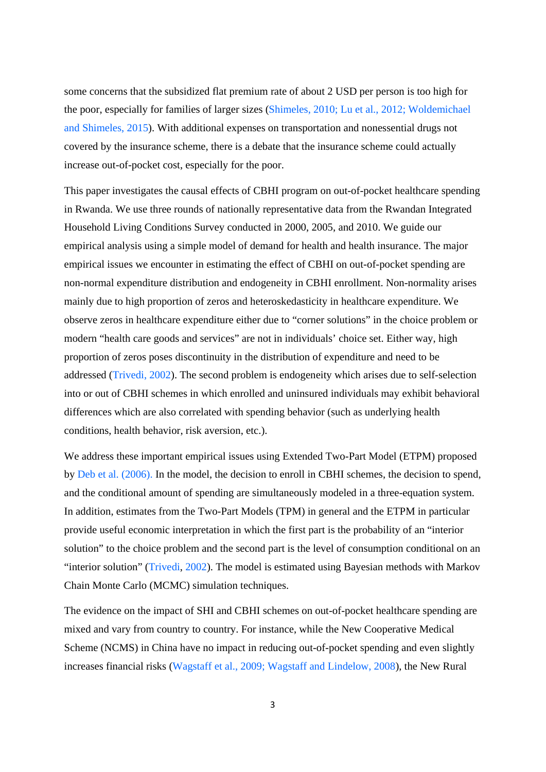some concerns that the subsidized flat premium rate of about 2 USD per person is too high for the poor, especially for families of larger sizes (Shimeles, 2010; Lu et al., 2012; Woldemichael and Shimeles, 2015). With additional expenses on transportation and nonessential drugs not covered by the insurance scheme, there is a debate that the insurance scheme could actually increase out-of-pocket cost, especially for the poor.

This paper investigates the causal effects of CBHI program on out-of-pocket healthcare spending in Rwanda. We use three rounds of nationally representative data from the Rwandan Integrated Household Living Conditions Survey conducted in 2000, 2005, and 2010. We guide our empirical analysis using a simple model of demand for health and health insurance. The major empirical issues we encounter in estimating the effect of CBHI on out-of-pocket spending are non-normal expenditure distribution and endogeneity in CBHI enrollment. Non-normality arises mainly due to high proportion of zeros and heteroskedasticity in healthcare expenditure. We observe zeros in healthcare expenditure either due to "corner solutions" in the choice problem or modern "health care goods and services" are not in individuals' choice set. Either way, high proportion of zeros poses discontinuity in the distribution of expenditure and need to be addressed (Trivedi, 2002). The second problem is endogeneity which arises due to self-selection into or out of CBHI schemes in which enrolled and uninsured individuals may exhibit behavioral differences which are also correlated with spending behavior (such as underlying health conditions, health behavior, risk aversion, etc.).

We address these important empirical issues using Extended Two-Part Model (ETPM) proposed by Deb et al. (2006). In the model, the decision to enroll in CBHI schemes, the decision to spend, and the conditional amount of spending are simultaneously modeled in a three-equation system. In addition, estimates from the Two-Part Models (TPM) in general and the ETPM in particular provide useful economic interpretation in which the first part is the probability of an "interior solution" to the choice problem and the second part is the level of consumption conditional on an "interior solution" (Trivedi, 2002). The model is estimated using Bayesian methods with Markov Chain Monte Carlo (MCMC) simulation techniques.

The evidence on the impact of SHI and CBHI schemes on out-of-pocket healthcare spending are mixed and vary from country to country. For instance, while the New Cooperative Medical Scheme (NCMS) in China have no impact in reducing out-of-pocket spending and even slightly increases financial risks (Wagstaff et al., 2009; Wagstaff and Lindelow, 2008), the New Rural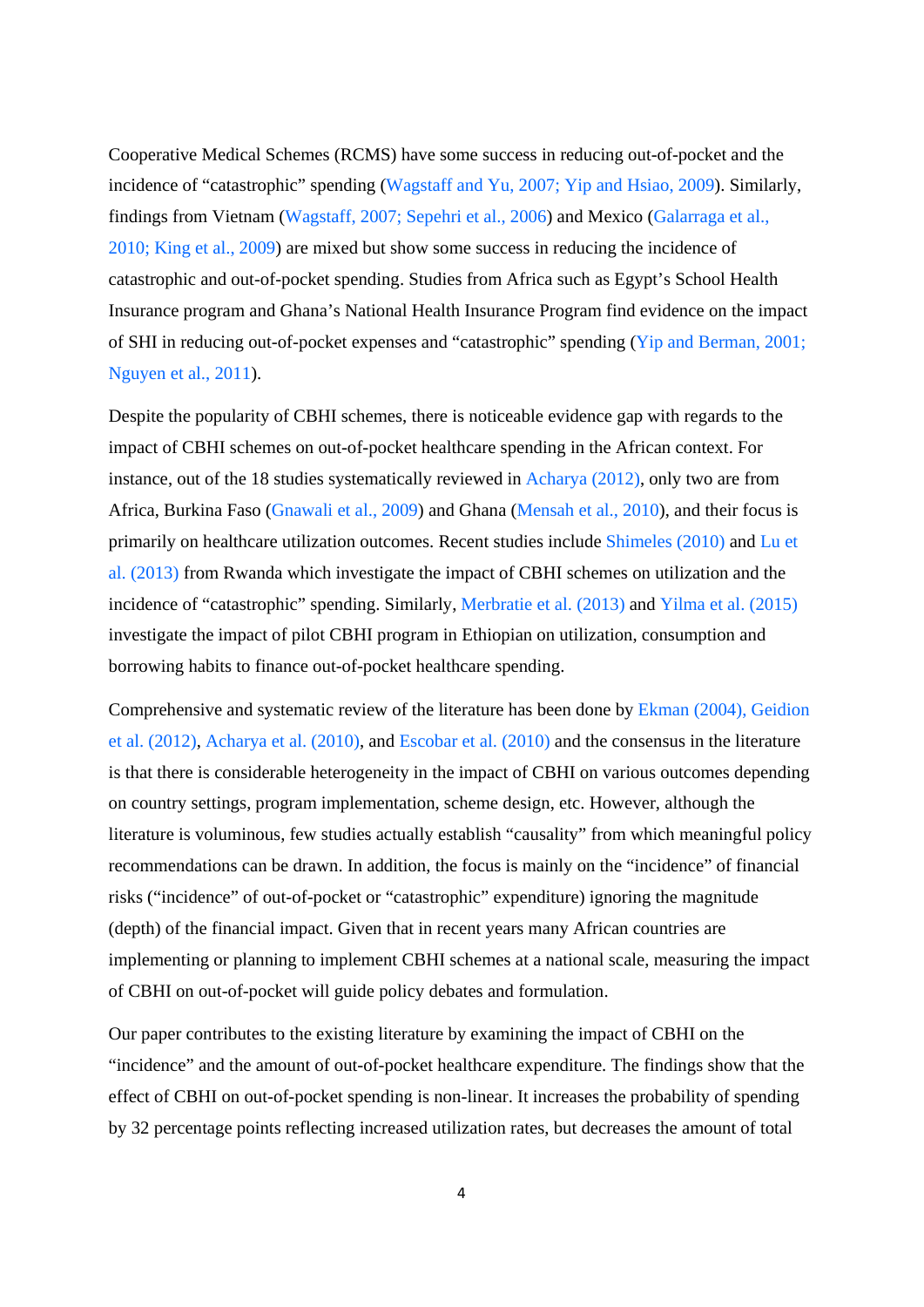Cooperative Medical Schemes (RCMS) have some success in reducing out-of-pocket and the incidence of "catastrophic" spending (Wagstaff and Yu, 2007; Yip and Hsiao, 2009). Similarly, findings from Vietnam (Wagstaff, 2007; Sepehri et al., 2006) and Mexico (Galarraga et al., 2010; King et al., 2009) are mixed but show some success in reducing the incidence of catastrophic and out-of-pocket spending. Studies from Africa such as Egypt's School Health Insurance program and Ghana's National Health Insurance Program find evidence on the impact of SHI in reducing out-of-pocket expenses and "catastrophic" spending (Yip and Berman, 2001; Nguyen et al., 2011).

Despite the popularity of CBHI schemes, there is noticeable evidence gap with regards to the impact of CBHI schemes on out-of-pocket healthcare spending in the African context. For instance, out of the 18 studies systematically reviewed in Acharya (2012), only two are from Africa, Burkina Faso (Gnawali et al., 2009) and Ghana (Mensah et al., 2010), and their focus is primarily on healthcare utilization outcomes. Recent studies include Shimeles (2010) and Lu et al. (2013) from Rwanda which investigate the impact of CBHI schemes on utilization and the incidence of "catastrophic" spending. Similarly, Merbratie et al. (2013) and Yilma et al. (2015) investigate the impact of pilot CBHI program in Ethiopian on utilization, consumption and borrowing habits to finance out-of-pocket healthcare spending.

Comprehensive and systematic review of the literature has been done by Ekman (2004), Geidion et al. (2012), Acharya et al. (2010), and Escobar et al. (2010) and the consensus in the literature is that there is considerable heterogeneity in the impact of CBHI on various outcomes depending on country settings, program implementation, scheme design, etc. However, although the literature is voluminous, few studies actually establish "causality" from which meaningful policy recommendations can be drawn. In addition, the focus is mainly on the "incidence" of financial risks ("incidence" of out-of-pocket or "catastrophic" expenditure) ignoring the magnitude (depth) of the financial impact. Given that in recent years many African countries are implementing or planning to implement CBHI schemes at a national scale, measuring the impact of CBHI on out-of-pocket will guide policy debates and formulation.

Our paper contributes to the existing literature by examining the impact of CBHI on the "incidence" and the amount of out-of-pocket healthcare expenditure. The findings show that the effect of CBHI on out-of-pocket spending is non-linear. It increases the probability of spending by 32 percentage points reflecting increased utilization rates, but decreases the amount of total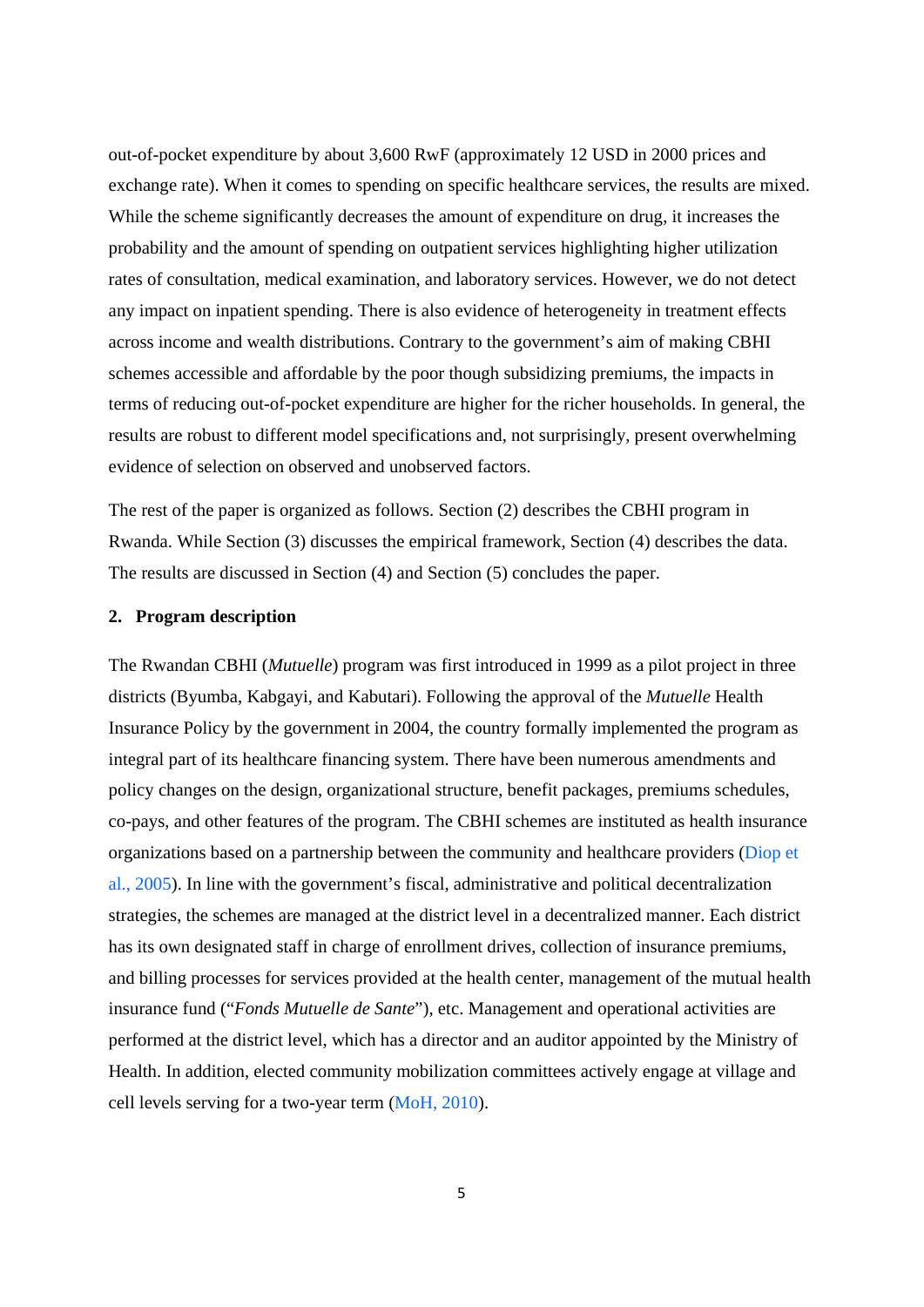out-of-pocket expenditure by about 3,600 RwF (approximately 12 USD in 2000 prices and exchange rate). When it comes to spending on specific healthcare services, the results are mixed. While the scheme significantly decreases the amount of expenditure on drug, it increases the probability and the amount of spending on outpatient services highlighting higher utilization rates of consultation, medical examination, and laboratory services. However, we do not detect any impact on inpatient spending. There is also evidence of heterogeneity in treatment effects across income and wealth distributions. Contrary to the government's aim of making CBHI schemes accessible and affordable by the poor though subsidizing premiums, the impacts in terms of reducing out-of-pocket expenditure are higher for the richer households. In general, the results are robust to different model specifications and, not surprisingly, present overwhelming evidence of selection on observed and unobserved factors.

The rest of the paper is organized as follows. Section (2) describes the CBHI program in Rwanda. While Section (3) discusses the empirical framework, Section (4) describes the data. The results are discussed in Section (4) and Section (5) concludes the paper.

## 2. Program description

The Rwandan CBHI (*Mutuelle*) program was first introduced in 1999 as a pilot project in three districts (Byumba, Kabgayi, and Kabutari). Following the approval of the *Mutuelle* Health Insurance Policy by the government in 2004, the country formally implemented the program as integral part of its healthcare financing system. There have been numerous amendments and policy changes on the design, organizational structure, benefit packages, premiums schedules, co-pays, and other features of the program. The CBHI schemes are instituted as health insurance organizations based on a partnership between the community and healthcare providers (Diop et al., 2005). In line with the government's fiscal, administrative and political decentralization strategies, the schemes are managed at the district level in a decentralized manner. Each district has its own designated staff in charge of enrollment drives, collection of insurance premiums, and billing processes for services provided at the health center, management of the mutual health insurance fund ("*Fonds Mutuelle de Sante*"), etc. Management and operational activities are performed at the district level, which has a director and an auditor appointed by the Ministry of Health. In addition, elected community mobilization committees actively engage at village and cell levels serving for a two-year term (MoH, 2010).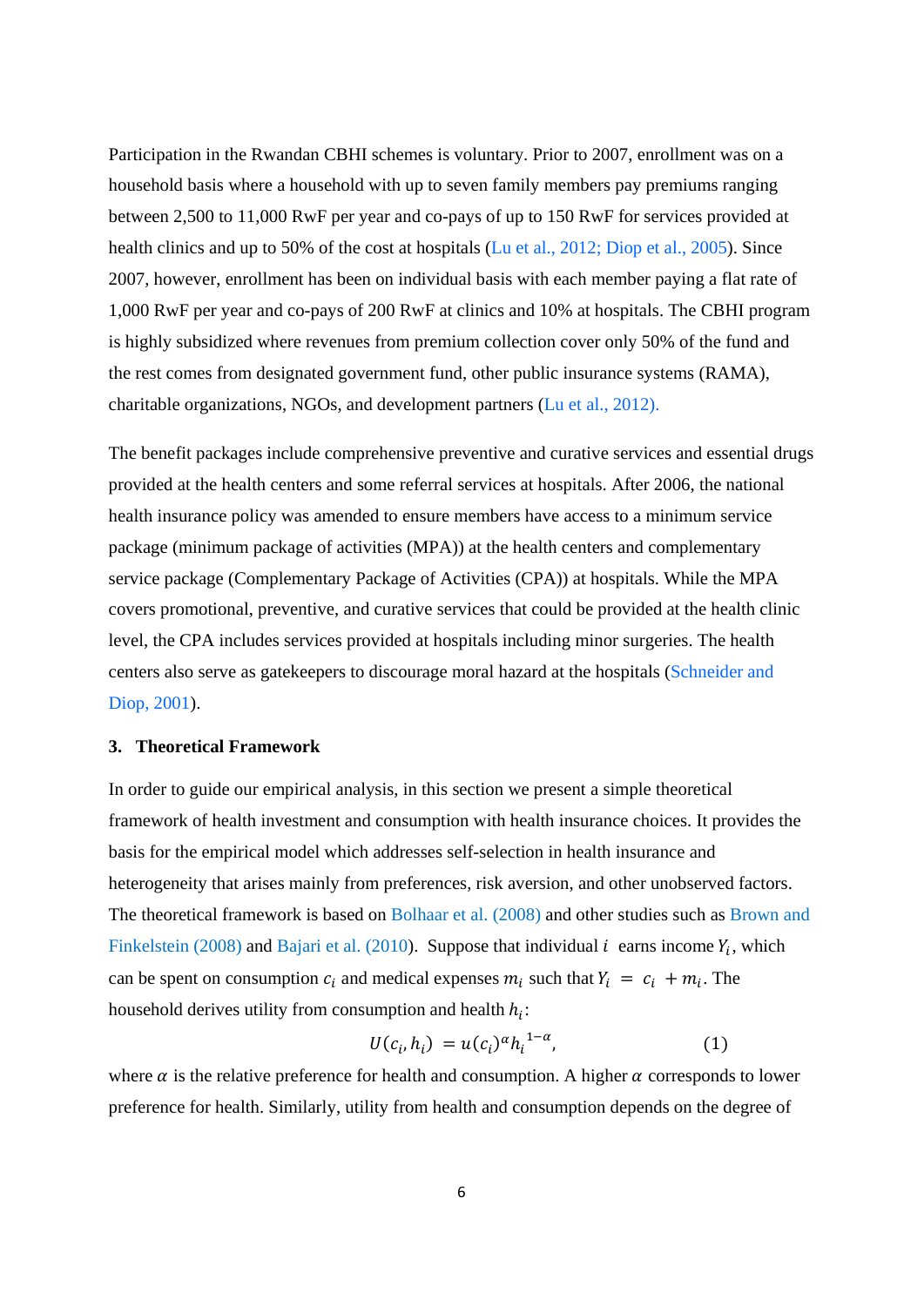Participation in the Rwandan CBHI schemes is voluntary. Prior to 2007, enrollment was on a household basis where a household with up to seven family members pay premiums ranging between 2,500 to 11,000 RwF per year and co-pays of up to 150 RwF for services provided at health clinics and up to 50% of the cost at hospitals (Lu et al., 2012; Diop et al., 2005). Since 2007, however, enrollment has been on individual basis with each member paying a flat rate of 1,000 RwF per year and co-pays of 200 RwF at clinics and 10% at hospitals. The CBHI program is highly subsidized where revenues from premium collection cover only 50% of the fund and the rest comes from designated government fund, other public insurance systems (RAMA), charitable organizations, NGOs, and development partners (Lu et al., 2012).

The benefit packages include comprehensive preventive and curative services and essential drugs provided at the health centers and some referral services at hospitals. After 2006, the national health insurance policy was amended to ensure members have access to a minimum service package (minimum package of activities (MPA)) at the health centers and complementary service package (Complementary Package of Activities (CPA)) at hospitals. While the MPA covers promotional, preventive, and curative services that could be provided at the health clinic level, the CPA includes services provided at hospitals including minor surgeries. The health centers also serve as gatekeepers to discourage moral hazard at the hospitals (Schneider and Diop, 2001).

## 3. Theoretical Framework

In order to guide our empirical analysis, in this section we present a simple theoretical framework of health investment and consumption with health insurance choices. It provides the basis for the empirical model which addresses self-selection in health insurance and heterogeneity that arises mainly from preferences, risk aversion, and other unobserved factors. The theoretical framework is based on Bolhaar et al. (2008) and other studies such as Brown and Finkelstein (2008) and Bajari et al. (2010). Suppose that individual $i$ earns income $Y_i$, which can be spent on consumption $c_i$ and medical expenses $m_i$ such that $Y_i = c_i + m_i$. The household derives utility from consumption and health $h_i$:

$$U(c_i, h_i) = u(c_i)^{\alpha} h_i^{1-\alpha}, \qquad (1)$$

where $\alpha$ is the relative preference for health and consumption. A higher $\alpha$ corresponds to lower preference for health. Similarly, utility from health and consumption depends on the degree of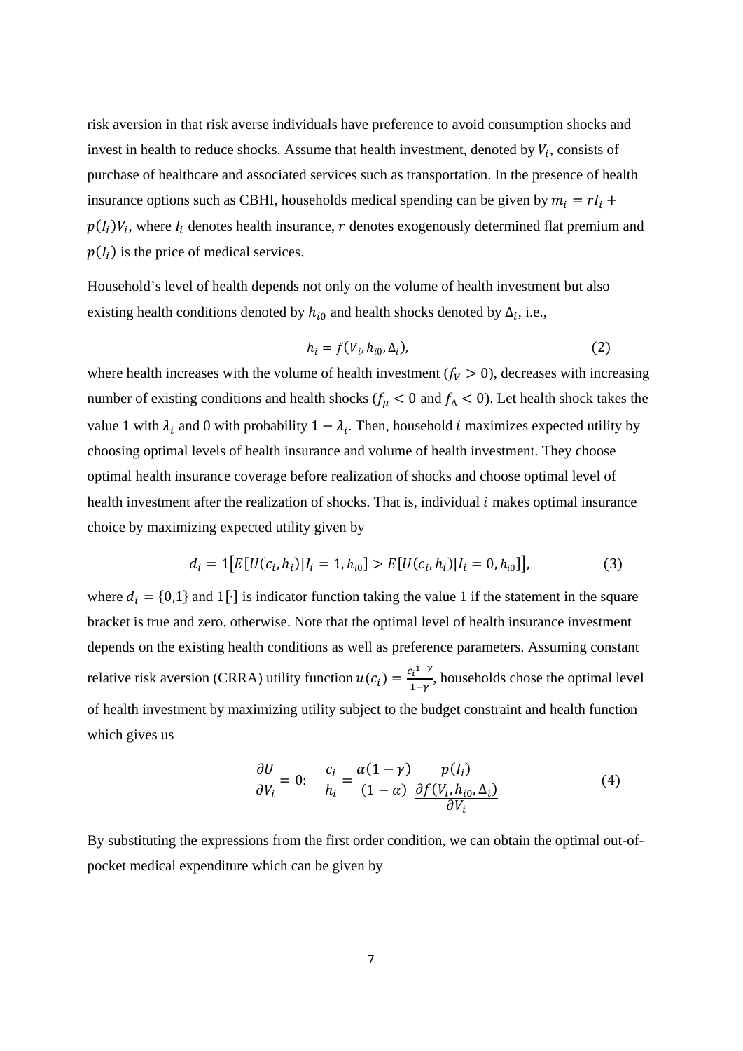risk aversion in that risk averse individuals have preference to avoid consumption shocks and invest in health to reduce shocks. Assume that health investment, denoted by $V_i$, consists of purchase of healthcare and associated services such as transportation. In the presence of health insurance options such as CBHI, households medical spending can be given by $m_i = rI_i + p(I_i)V_i$, where $I_i$ denotes health insurance, $r$ denotes exogenously determined flat premium and $p(I_i)$ is the price of medical services.

Household's level of health depends not only on the volume of health investment but also existing health conditions denoted by $h_{i0}$ and health shocks denoted by $\Delta_i$, i.e.,

$$h_i = f(V_i, h_{i0}, \Delta_i), \tag{2}$$

where health increases with the volume of health investment ($f_V > 0$), decreases with increasing number of existing conditions and health shocks ($f_\mu < 0$ and $f_\Delta < 0$). Let health shock takes the value 1 with $\lambda_i$ and 0 with probability $1 - \lambda_i$. Then, household $i$ maximizes expected utility by choosing optimal levels of health insurance and volume of health investment. They choose optimal health insurance coverage before realization of shocks and choose optimal level of health investment after the realization of shocks. That is, individual $i$ makes optimal insurance choice by maximizing expected utility given by

$$d_i = 1\left[E[U(c_i, h_i)|I_i = 1, h_{i0}] > E[U(c_i, h_i)|I_i = 0, h_{i0}]\right], \tag{3}$$

where $d_i = \{0,1\}$ and $1[\cdot]$ is indicator function taking the value 1 if the statement in the square bracket is true and zero, otherwise. Note that the optimal level of health insurance investment depends on the existing health conditions as well as preference parameters. Assuming constant relative risk aversion (CRRA) utility function $u(c_i) = \frac{c_i^{1-\gamma}}{1-\gamma}$, households chose the optimal level of health investment by maximizing utility subject to the budget constraint and health function which gives us

$$\frac{\partial U}{\partial V_i} = 0: \quad \frac{c_i}{h_i} = \frac{\alpha(1-\gamma)}{(1-\alpha)} \frac{p(I_i)}{\frac{\partial f(V_i, h_{i0}, \Delta_i)}{\partial V_i}} \tag{4}$$

By substituting the expressions from the first order condition, we can obtain the optimal out-of-pocket medical expenditure which can be given by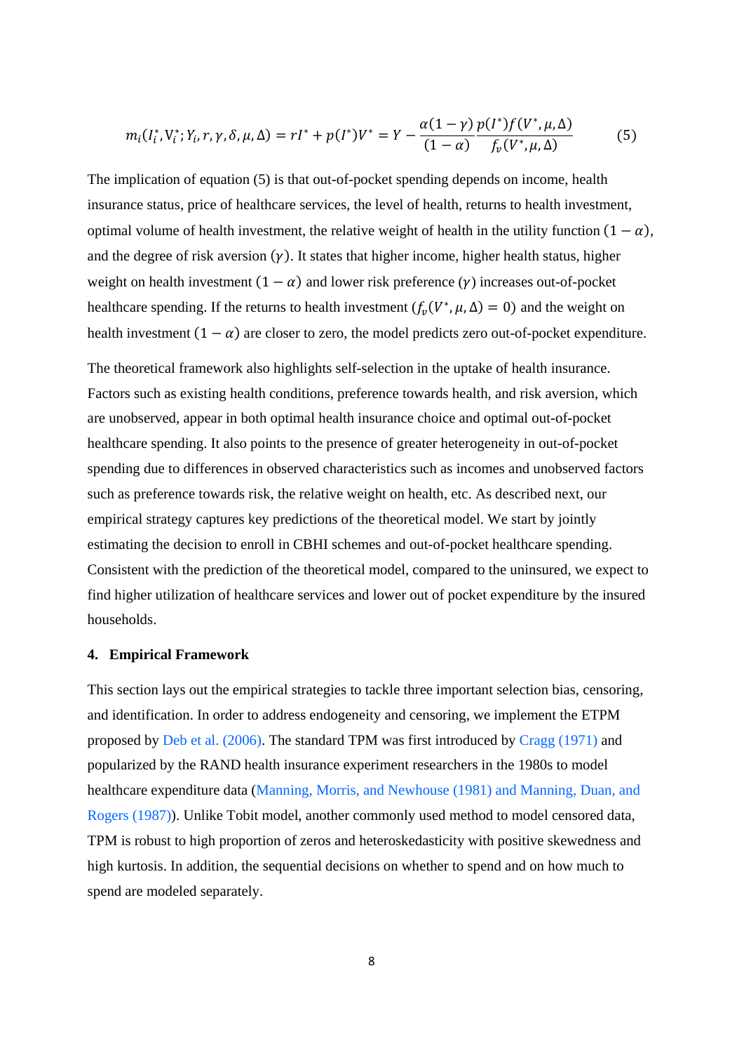$$m_i(I_i^*, V_i^*; Y_i, r, \gamma, \delta, \mu, \Delta) = rI^* + p(I^*)V^* = Y - \frac{\alpha(1-\gamma)}{(1-\alpha)} \frac{p(I^*)f(V^*, \mu, \Delta)}{f_v(V^*, \mu, \Delta)} \tag{5}$$

The implication of equation (5) is that out-of-pocket spending depends on income, health insurance status, price of healthcare services, the level of health, returns to health investment, optimal volume of health investment, the relative weight of health in the utility function $(1-\alpha)$, and the degree of risk aversion $(\gamma)$. It states that higher income, higher health status, higher weight on health investment $(1-\alpha)$ and lower risk preference $(\gamma)$ increases out-of-pocket healthcare spending. If the returns to health investment $(f_v(V^*, \mu, \Delta) = 0)$ and the weight on health investment $(1-\alpha)$ are closer to zero, the model predicts zero out-of-pocket expenditure.

The theoretical framework also highlights self-selection in the uptake of health insurance. Factors such as existing health conditions, preference towards health, and risk aversion, which are unobserved, appear in both optimal health insurance choice and optimal out-of-pocket healthcare spending. It also points to the presence of greater heterogeneity in out-of-pocket spending due to differences in observed characteristics such as incomes and unobserved factors such as preference towards risk, the relative weight on health, etc. As described next, our empirical strategy captures key predictions of the theoretical model. We start by jointly estimating the decision to enroll in CBHI schemes and out-of-pocket healthcare spending. Consistent with the prediction of the theoretical model, compared to the uninsured, we expect to find higher utilization of healthcare services and lower out of pocket expenditure by the insured households.

## 4. Empirical Framework

This section lays out the empirical strategies to tackle three important selection bias, censoring, and identification. In order to address endogeneity and censoring, we implement the ETPM proposed by Deb et al. (2006). The standard TPM was first introduced by Cragg (1971) and popularized by the RAND health insurance experiment researchers in the 1980s to model healthcare expenditure data (Manning, Morris, and Newhouse (1981) and Manning, Duan, and Rogers (1987)). Unlike Tobit model, another commonly used method to model censored data, TPM is robust to high proportion of zeros and heteroskedasticity with positive skewedness and high kurtosis. In addition, the sequential decisions on whether to spend and on how much to spend are modeled separately.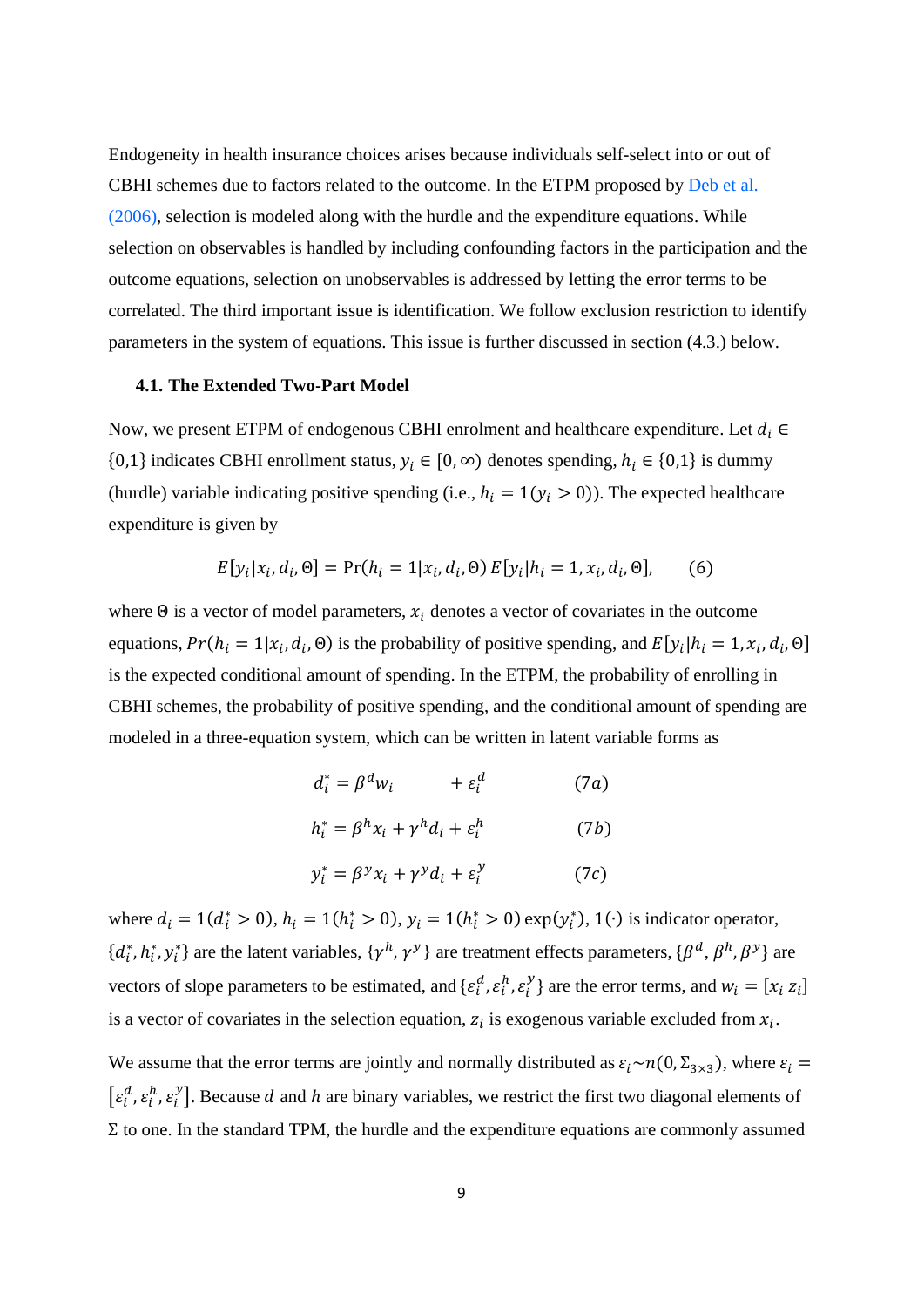Endogeneity in health insurance choices arises because individuals self-select into or out of CBHI schemes due to factors related to the outcome. In the ETPM proposed by Deb et al. (2006), selection is modeled along with the hurdle and the expenditure equations. While selection on observables is handled by including confounding factors in the participation and the outcome equations, selection on unobservables is addressed by letting the error terms to be correlated. The third important issue is identification. We follow exclusion restriction to identify parameters in the system of equations. This issue is further discussed in section (4.3.) below.

### 4.1. The Extended Two-Part Model

Now, we present ETPM of endogenous CBHI enrolment and healthcare expenditure. Let $d_i \in \{0,1\}$ indicates CBHI enrollment status, $y_i \in [0, \infty)$ denotes spending, $h_i \in \{0,1\}$ is dummy (hurdle) variable indicating positive spending (i.e., $h_i = 1(y_i > 0)$). The expected healthcare expenditure is given by

$$E[y_i|x_i, d_i, \Theta] = \Pr(h_i = 1|x_i, d_i, \Theta)\, E[y_i|h_i = 1, x_i, d_i, \Theta], \qquad (6)$$

where $\Theta$ is a vector of model parameters, $x_i$ denotes a vector of covariates in the outcome equations, $Pr(h_i = 1|x_i, d_i, \Theta)$ is the probability of positive spending, and $E[y_i|h_i = 1, x_i, d_i, \Theta]$ is the expected conditional amount of spending. In the ETPM, the probability of enrolling in CBHI schemes, the probability of positive spending, and the conditional amount of spending are modeled in a three-equation system, which can be written in latent variable forms as

$$d_i^* = \beta^d w_i \qquad\quad + \varepsilon_i^d \qquad (7a)$$

$$h_i^* = \beta^h x_i + \gamma^h d_i + \varepsilon_i^h \qquad (7b)$$

$$y_i^* = \beta^y x_i + \gamma^y d_i + \varepsilon_i^y \qquad (7c)$$

where $d_i = 1(d_i^* > 0)$, $h_i = 1(h_i^* > 0)$, $y_i = 1(h_i^* > 0)\exp(y_i^*)$, $1(\cdot)$ is indicator operator, $\{d_i^*, h_i^*, y_i^*\}$ are the latent variables, $\{\gamma^h, \gamma^y\}$ are treatment effects parameters, $\{\beta^d, \beta^h, \beta^y\}$ are vectors of slope parameters to be estimated, and $\{\varepsilon_i^d, \varepsilon_i^h, \varepsilon_i^y\}$ are the error terms, and $w_i = [x_i\ z_i]$ is a vector of covariates in the selection equation, $z_i$ is exogenous variable excluded from $x_i$.

We assume that the error terms are jointly and normally distributed as $\varepsilon_i \sim n(0, \Sigma_{3\times 3})$, where $\varepsilon_i = [\varepsilon_i^d, \varepsilon_i^h, \varepsilon_i^y]$. Because $d$ and $h$ are binary variables, we restrict the first two diagonal elements of $\Sigma$ to one. In the standard TPM, the hurdle and the expenditure equations are commonly assumed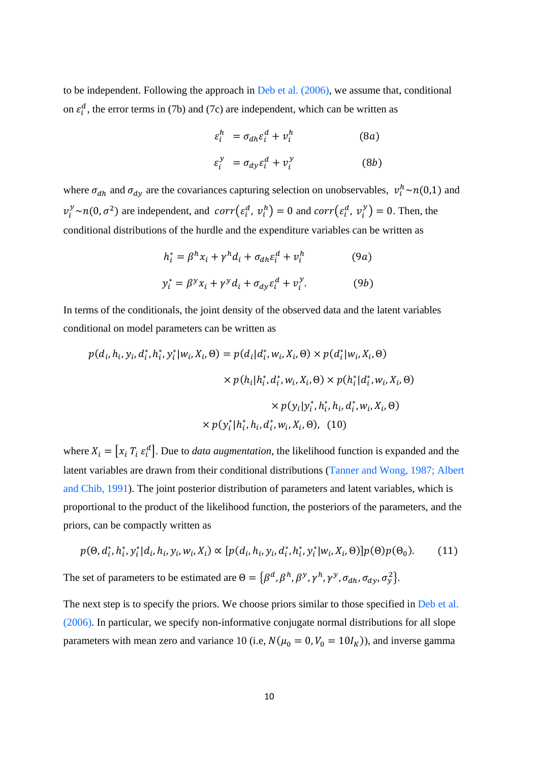to be independent. Following the approach in Deb et al. (2006), we assume that, conditional on $\varepsilon_i^d$, the error terms in (7b) and (7c) are independent, which can be written as

$$\varepsilon_i^h = \sigma_{dh}\varepsilon_i^d + v_i^h \qquad (8a)$$

$$\varepsilon_i^y = \sigma_{dy}\varepsilon_i^d + v_i^y \qquad (8b)$$

where $\sigma_{dh}$ and $\sigma_{dy}$ are the covariances capturing selection on unobservables, $v_i^h \sim n(0,1)$ and $v_i^y \sim n(0, \sigma^2)$ are independent, and $corr(\varepsilon_i^d, v_i^h) = 0$ and $corr(\varepsilon_i^d, v_i^y) = 0$. Then, the conditional distributions of the hurdle and the expenditure variables can be written as

$$h_i^* = \beta^h x_i + \gamma^h d_i + \sigma_{dh}\varepsilon_i^d + v_i^h \qquad (9a)$$

$$y_i^* = \beta^y x_i + \gamma^y d_i + \sigma_{dy}\varepsilon_i^d + v_i^y. \qquad (9b)$$

In terms of the conditionals, the joint density of the observed data and the latent variables conditional on model parameters can be written as

$$\begin{aligned} p(d_i, h_i, y_i, d_i^*, h_i^*, y_i^* | w_i, X_i, \Theta) &= p(d_i | d_i^*, w_i, X_i, \Theta) \times p(d_i^* | w_i, X_i, \Theta) \\ &\times p(h_i | h_i^*, d_i^*, w_i, X_i, \Theta) \times p(h_i^* | d_i^*, w_i, X_i, \Theta) \\ &\times p(y_i | y_i^*, h_i^*, h_i, d_i^*, w_i, X_i, \Theta) \\ &\times p(y_i^* | h_i^*, h_i, d_i^*, w_i, X_i, \Theta), \quad (10) \end{aligned}$$

where $X_i = [x_i \; T_i \; \varepsilon_i^d]$. Due to *data augmentation*, the likelihood function is expanded and the latent variables are drawn from their conditional distributions (Tanner and Wong, 1987; Albert and Chib, 1991). The joint posterior distribution of parameters and latent variables, which is proportional to the product of the likelihood function, the posteriors of the parameters, and the priors, can be compactly written as

$$p(\Theta, d_i^*, h_i^*, y_i^* | d_i, h_i, y_i, w_i, X_i) \propto [p(d_i, h_i, y_i, d_i^*, h_i^*, y_i^* | w_i, X_i, \Theta)] p(\Theta) p(\Theta_0). \qquad (11)$$

The set of parameters to be estimated are $\Theta = \{\beta^d, \beta^h, \beta^y, \gamma^h, \gamma^y, \sigma_{dh}, \sigma_{dy}, \sigma_y^2\}$.

The next step is to specify the priors. We choose priors similar to those specified in Deb et al. (2006). In particular, we specify non-informative conjugate normal distributions for all slope parameters with mean zero and variance 10 (i.e, $N(\mu_0 = 0, V_0 = 10I_K)$), and inverse gamma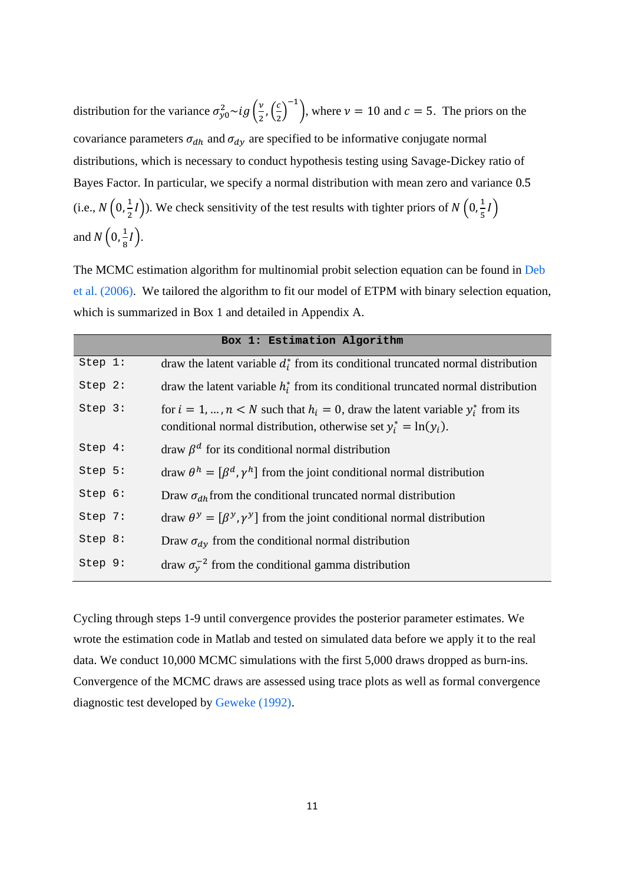distribution for the variance $\sigma_{y0}^2 \sim ig\left(\frac{\nu}{2}, \left(\frac{c}{2}\right)^{-1}\right)$, where $\nu = 10$ and $c = 5$. The priors on the covariance parameters $\sigma_{dh}$ and $\sigma_{dy}$ are specified to be informative conjugate normal distributions, which is necessary to conduct hypothesis testing using Savage-Dickey ratio of Bayes Factor. In particular, we specify a normal distribution with mean zero and variance 0.5 (i.e., $N\left(0, \frac{1}{2}I\right)$). We check sensitivity of the test results with tighter priors of $N\left(0, \frac{1}{5}I\right)$ and $N\left(0, \frac{1}{8}I\right)$.

The MCMC estimation algorithm for multinomial probit selection equation can be found in Deb et al. (2006). We tailored the algorithm to fit our model of ETPM with binary selection equation, which is summarized in Box 1 and detailed in Appendix A.

| **Box 1: Estimation Algorithm** | |
|---|---|
| Step 1: | draw the latent variable $d_i^*$ from its conditional truncated normal distribution |
| Step 2: | draw the latent variable $h_i^*$ from its conditional truncated normal distribution |
| Step 3: | for $i = 1, \dots, n < N$ such that $h_i = 0$, draw the latent variable $y_i^*$ from its conditional normal distribution, otherwise set $y_i^* = \ln(y_i)$. |
| Step 4: | draw $\beta^d$ for its conditional normal distribution |
| Step 5: | draw $\theta^h = [\beta^d, \gamma^h]$ from the joint conditional normal distribution |
| Step 6: | Draw $\sigma_{dh}$ from the conditional truncated normal distribution |
| Step 7: | draw $\theta^y = [\beta^y, \gamma^y]$ from the joint conditional normal distribution |
| Step 8: | Draw $\sigma_{dy}$ from the conditional normal distribution |
| Step 9: | draw $\sigma_y^{-2}$ from the conditional gamma distribution |

Cycling through steps 1-9 until convergence provides the posterior parameter estimates. We wrote the estimation code in Matlab and tested on simulated data before we apply it to the real data. We conduct 10,000 MCMC simulations with the first 5,000 draws dropped as burn-ins. Convergence of the MCMC draws are assessed using trace plots as well as formal convergence diagnostic test developed by Geweke (1992).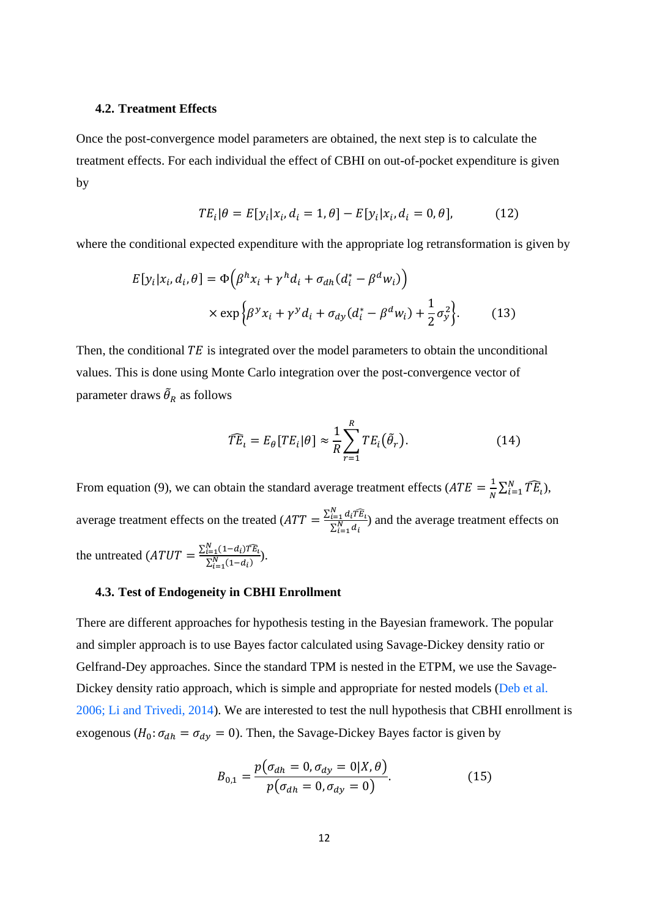### 4.2. Treatment Effects

Once the post-convergence model parameters are obtained, the next step is to calculate the treatment effects. For each individual the effect of CBHI on out-of-pocket expenditure is given by

$$TE_i|\theta = E[y_i|x_i, d_i = 1, \theta] - E[y_i|x_i, d_i = 0, \theta], \tag{12}$$

where the conditional expected expenditure with the appropriate log retransformation is given by

$$E[y_i|x_i, d_i, \theta] = \Phi\left(\beta^h x_i + \gamma^h d_i + \sigma_{dh}(d_i^* - \beta^d w_i)\right) \times \exp\left\{\beta^y x_i + \gamma^y d_i + \sigma_{dy}(d_i^* - \beta^d w_i) + \frac{1}{2}\sigma_y^2\right\}. \tag{13}$$

Then, the conditional $TE$ is integrated over the model parameters to obtain the unconditional values. This is done using Monte Carlo integration over the post-convergence vector of parameter draws $\tilde{\theta}_R$ as follows

$$\widehat{TE}_i = E_\theta[TE_i|\theta] \approx \frac{1}{R}\sum_{r=1}^{R} TE_i(\tilde{\theta}_r). \tag{14}$$

From equation (9), we can obtain the standard average treatment effects ($ATE = \frac{1}{N}\sum_{i=1}^{N}\widehat{TE}_i$), average treatment effects on the treated ($ATT = \frac{\sum_{i=1}^{N} d_i \widehat{TE}_i}{\sum_{i=1}^{N} d_i}$) and the average treatment effects on the untreated ($ATUT = \frac{\sum_{i=1}^{N}(1-d_i)\widehat{TE}_i}{\sum_{i=1}^{N}(1-d_i)}$).

### 4.3. Test of Endogeneity in CBHI Enrollment

There are different approaches for hypothesis testing in the Bayesian framework. The popular and simpler approach is to use Bayes factor calculated using Savage-Dickey density ratio or Gelfrand-Dey approaches. Since the standard TPM is nested in the ETPM, we use the Savage-Dickey density ratio approach, which is simple and appropriate for nested models (Deb et al. 2006; Li and Trivedi, 2014). We are interested to test the null hypothesis that CBHI enrollment is exogenous ($H_0: \sigma_{dh} = \sigma_{dy} = 0$). Then, the Savage-Dickey Bayes factor is given by

$$B_{0,1} = \frac{p(\sigma_{dh} = 0, \sigma_{dy} = 0|X, \theta)}{p(\sigma_{dh} = 0, \sigma_{dy} = 0)}. \tag{15}$$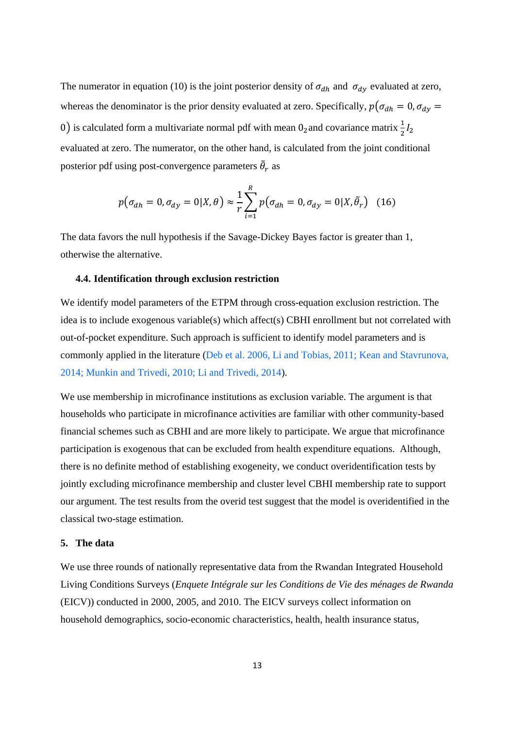The numerator in equation (10) is the joint posterior density of $\sigma_{dh}$ and $\sigma_{dy}$ evaluated at zero, whereas the denominator is the prior density evaluated at zero. Specifically, $p(\sigma_{dh} = 0, \sigma_{dy} = 0)$ is calculated form a multivariate normal pdf with mean $0_2$ and covariance matrix $\frac{1}{2}I_2$ evaluated at zero. The numerator, on the other hand, is calculated from the joint conditional posterior pdf using post-convergence parameters $\tilde{\theta}_r$ as

$$p(\sigma_{dh} = 0, \sigma_{dy} = 0|X, \theta) \approx \frac{1}{r}\sum_{i=1}^{R} p(\sigma_{dh} = 0, \sigma_{dy} = 0|X, \tilde{\theta}_r) \quad (16)$$

The data favors the null hypothesis if the Savage-Dickey Bayes factor is greater than 1, otherwise the alternative.

### 4.4. Identification through exclusion restriction

We identify model parameters of the ETPM through cross-equation exclusion restriction. The idea is to include exogenous variable(s) which affect(s) CBHI enrollment but not correlated with out-of-pocket expenditure. Such approach is sufficient to identify model parameters and is commonly applied in the literature (Deb et al. 2006, Li and Tobias, 2011; Kean and Stavrunova, 2014; Munkin and Trivedi, 2010; Li and Trivedi, 2014).

We use membership in microfinance institutions as exclusion variable. The argument is that households who participate in microfinance activities are familiar with other community-based financial schemes such as CBHI and are more likely to participate. We argue that microfinance participation is exogenous that can be excluded from health expenditure equations. Although, there is no definite method of establishing exogeneity, we conduct overidentification tests by jointly excluding microfinance membership and cluster level CBHI membership rate to support our argument. The test results from the overid test suggest that the model is overidentified in the classical two-stage estimation.

## 5. The data

We use three rounds of nationally representative data from the Rwandan Integrated Household Living Conditions Surveys (*Enquete Intégrale sur les Conditions de Vie des ménages de Rwanda* (EICV)) conducted in 2000, 2005, and 2010. The EICV surveys collect information on household demographics, socio-economic characteristics, health, health insurance status,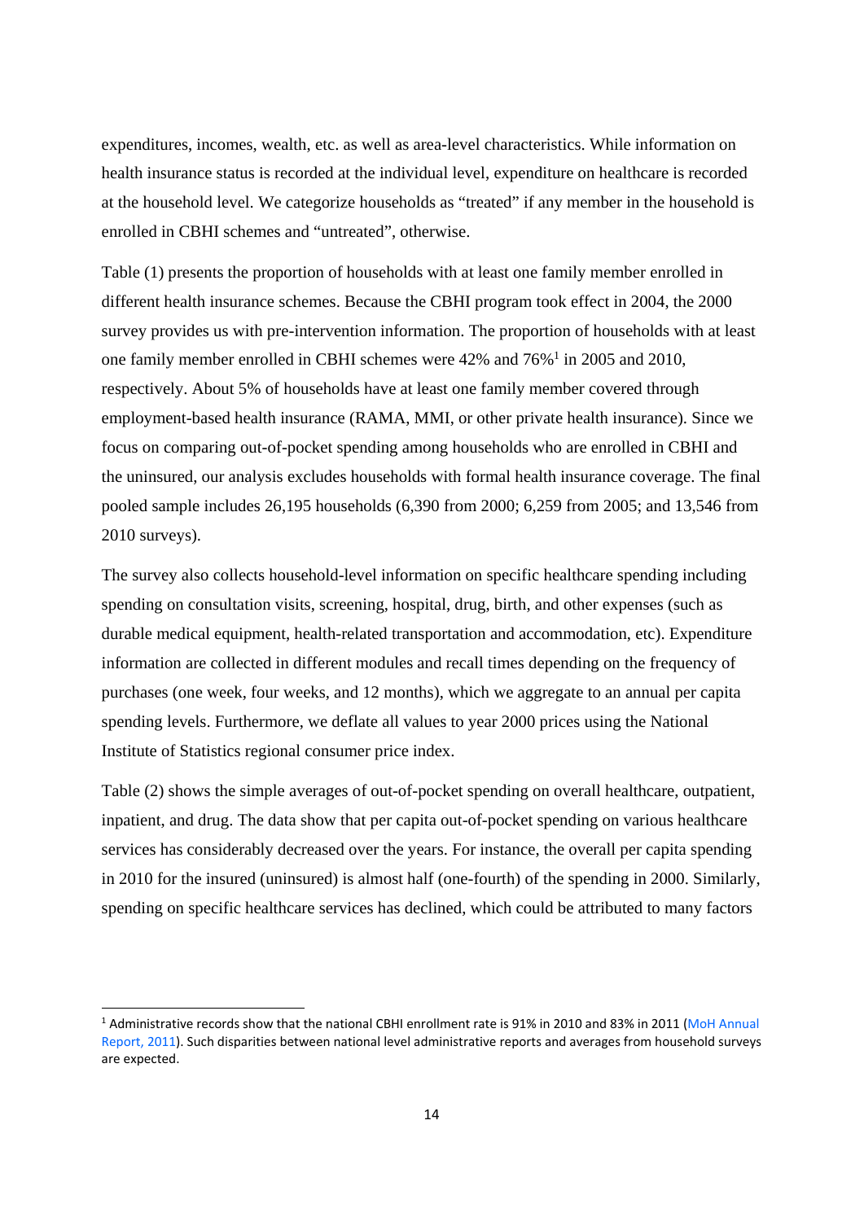expenditures, incomes, wealth, etc. as well as area-level characteristics. While information on health insurance status is recorded at the individual level, expenditure on healthcare is recorded at the household level. We categorize households as "treated" if any member in the household is enrolled in CBHI schemes and "untreated", otherwise.

Table (1) presents the proportion of households with at least one family member enrolled in different health insurance schemes. Because the CBHI program took effect in 2004, the 2000 survey provides us with pre-intervention information. The proportion of households with at least one family member enrolled in CBHI schemes were 42% and 76%[1] in 2005 and 2010, respectively. About 5% of households have at least one family member covered through employment-based health insurance (RAMA, MMI, or other private health insurance). Since we focus on comparing out-of-pocket spending among households who are enrolled in CBHI and the uninsured, our analysis excludes households with formal health insurance coverage. The final pooled sample includes 26,195 households (6,390 from 2000; 6,259 from 2005; and 13,546 from 2010 surveys).

The survey also collects household-level information on specific healthcare spending including spending on consultation visits, screening, hospital, drug, birth, and other expenses (such as durable medical equipment, health-related transportation and accommodation, etc). Expenditure information are collected in different modules and recall times depending on the frequency of purchases (one week, four weeks, and 12 months), which we aggregate to an annual per capita spending levels. Furthermore, we deflate all values to year 2000 prices using the National Institute of Statistics regional consumer price index.

Table (2) shows the simple averages of out-of-pocket spending on overall healthcare, outpatient, inpatient, and drug. The data show that per capita out-of-pocket spending on various healthcare services has considerably decreased over the years. For instance, the overall per capita spending in 2010 for the insured (uninsured) is almost half (one-fourth) of the spending in 2000. Similarly, spending on specific healthcare services has declined, which could be attributed to many factors

[1] Administrative records show that the national CBHI enrollment rate is 91% in 2010 and 83% in 2011 (MoH Annual Report, 2011). Such disparities between national level administrative reports and averages from household surveys are expected.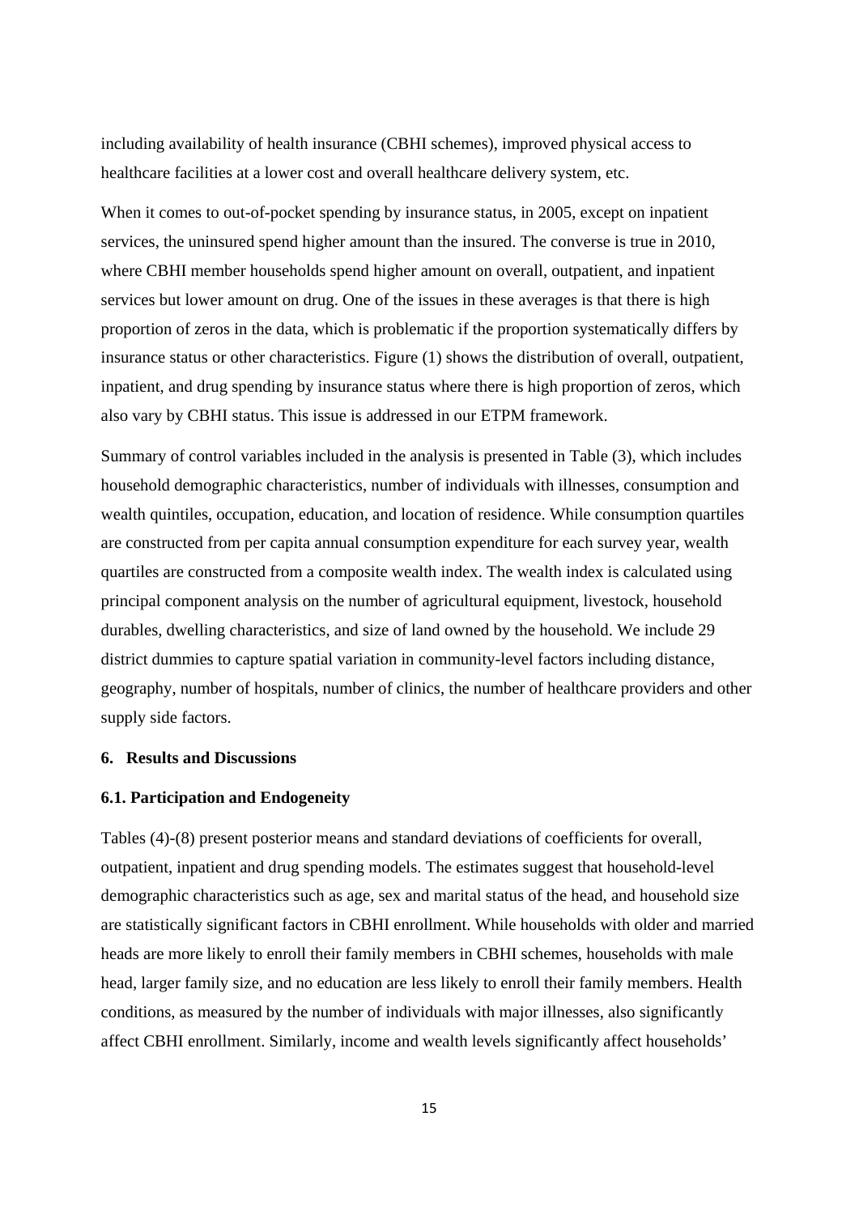including availability of health insurance (CBHI schemes), improved physical access to healthcare facilities at a lower cost and overall healthcare delivery system, etc.

When it comes to out-of-pocket spending by insurance status, in 2005, except on inpatient services, the uninsured spend higher amount than the insured. The converse is true in 2010, where CBHI member households spend higher amount on overall, outpatient, and inpatient services but lower amount on drug. One of the issues in these averages is that there is high proportion of zeros in the data, which is problematic if the proportion systematically differs by insurance status or other characteristics. Figure (1) shows the distribution of overall, outpatient, inpatient, and drug spending by insurance status where there is high proportion of zeros, which also vary by CBHI status. This issue is addressed in our ETPM framework.

Summary of control variables included in the analysis is presented in Table (3), which includes household demographic characteristics, number of individuals with illnesses, consumption and wealth quintiles, occupation, education, and location of residence. While consumption quartiles are constructed from per capita annual consumption expenditure for each survey year, wealth quartiles are constructed from a composite wealth index. The wealth index is calculated using principal component analysis on the number of agricultural equipment, livestock, household durables, dwelling characteristics, and size of land owned by the household. We include 29 district dummies to capture spatial variation in community-level factors including distance, geography, number of hospitals, number of clinics, the number of healthcare providers and other supply side factors.

## 6. Results and Discussions

### 6.1. Participation and Endogeneity

Tables (4)-(8) present posterior means and standard deviations of coefficients for overall, outpatient, inpatient and drug spending models. The estimates suggest that household-level demographic characteristics such as age, sex and marital status of the head, and household size are statistically significant factors in CBHI enrollment. While households with older and married heads are more likely to enroll their family members in CBHI schemes, households with male head, larger family size, and no education are less likely to enroll their family members. Health conditions, as measured by the number of individuals with major illnesses, also significantly affect CBHI enrollment. Similarly, income and wealth levels significantly affect households'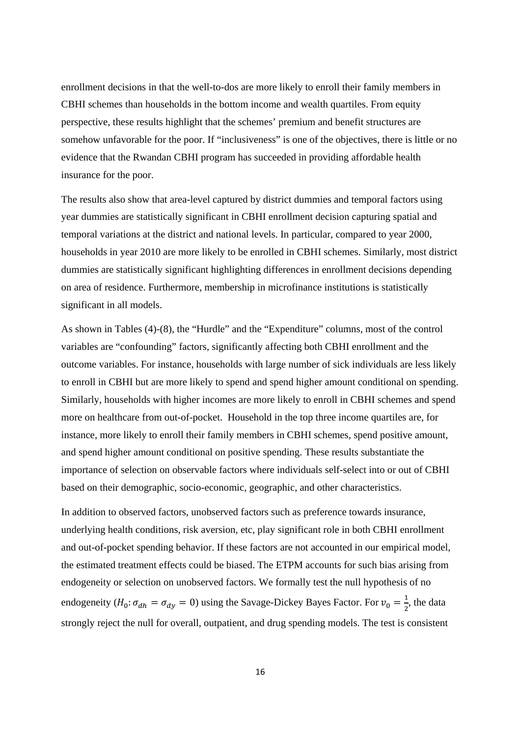enrollment decisions in that the well-to-dos are more likely to enroll their family members in CBHI schemes than households in the bottom income and wealth quartiles. From equity perspective, these results highlight that the schemes' premium and benefit structures are somehow unfavorable for the poor. If "inclusiveness" is one of the objectives, there is little or no evidence that the Rwandan CBHI program has succeeded in providing affordable health insurance for the poor.

The results also show that area-level captured by district dummies and temporal factors using year dummies are statistically significant in CBHI enrollment decision capturing spatial and temporal variations at the district and national levels. In particular, compared to year 2000, households in year 2010 are more likely to be enrolled in CBHI schemes. Similarly, most district dummies are statistically significant highlighting differences in enrollment decisions depending on area of residence. Furthermore, membership in microfinance institutions is statistically significant in all models.

As shown in Tables (4)-(8), the "Hurdle" and the "Expenditure" columns, most of the control variables are "confounding" factors, significantly affecting both CBHI enrollment and the outcome variables. For instance, households with large number of sick individuals are less likely to enroll in CBHI but are more likely to spend and spend higher amount conditional on spending. Similarly, households with higher incomes are more likely to enroll in CBHI schemes and spend more on healthcare from out-of-pocket. Household in the top three income quartiles are, for instance, more likely to enroll their family members in CBHI schemes, spend positive amount, and spend higher amount conditional on positive spending. These results substantiate the importance of selection on observable factors where individuals self-select into or out of CBHI based on their demographic, socio-economic, geographic, and other characteristics.

In addition to observed factors, unobserved factors such as preference towards insurance, underlying health conditions, risk aversion, etc, play significant role in both CBHI enrollment and out-of-pocket spending behavior. If these factors are not accounted in our empirical model, the estimated treatment effects could be biased. The ETPM accounts for such bias arising from endogeneity or selection on unobserved factors. We formally test the null hypothesis of no endogeneity ($H_0: \sigma_{dh} = \sigma_{dy} = 0$) using the Savage-Dickey Bayes Factor. For $v_0 = \frac{1}{2}$, the data strongly reject the null for overall, outpatient, and drug spending models. The test is consistent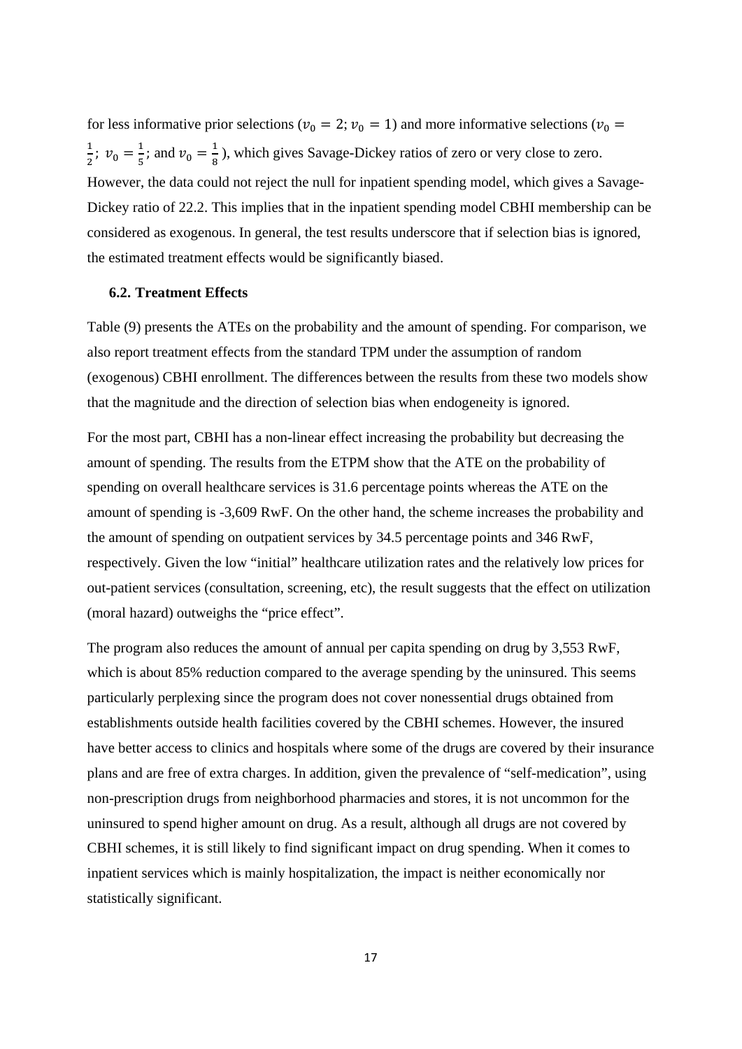for less informative prior selections ($v_0 = 2; v_0 = 1$) and more informative selections ($v_0 = \frac{1}{2}$; $v_0 = \frac{1}{5}$; and $v_0 = \frac{1}{8}$), which gives Savage-Dickey ratios of zero or very close to zero. However, the data could not reject the null for inpatient spending model, which gives a Savage-Dickey ratio of 22.2. This implies that in the inpatient spending model CBHI membership can be considered as exogenous. In general, the test results underscore that if selection bias is ignored, the estimated treatment effects would be significantly biased.

### 6.2. Treatment Effects

Table (9) presents the ATEs on the probability and the amount of spending. For comparison, we also report treatment effects from the standard TPM under the assumption of random (exogenous) CBHI enrollment. The differences between the results from these two models show that the magnitude and the direction of selection bias when endogeneity is ignored.

For the most part, CBHI has a non-linear effect increasing the probability but decreasing the amount of spending. The results from the ETPM show that the ATE on the probability of spending on overall healthcare services is 31.6 percentage points whereas the ATE on the amount of spending is -3,609 RwF. On the other hand, the scheme increases the probability and the amount of spending on outpatient services by 34.5 percentage points and 346 RwF, respectively. Given the low "initial" healthcare utilization rates and the relatively low prices for out-patient services (consultation, screening, etc), the result suggests that the effect on utilization (moral hazard) outweighs the "price effect".

The program also reduces the amount of annual per capita spending on drug by 3,553 RwF, which is about 85% reduction compared to the average spending by the uninsured. This seems particularly perplexing since the program does not cover nonessential drugs obtained from establishments outside health facilities covered by the CBHI schemes. However, the insured have better access to clinics and hospitals where some of the drugs are covered by their insurance plans and are free of extra charges. In addition, given the prevalence of "self-medication", using non-prescription drugs from neighborhood pharmacies and stores, it is not uncommon for the uninsured to spend higher amount on drug. As a result, although all drugs are not covered by CBHI schemes, it is still likely to find significant impact on drug spending. When it comes to inpatient services which is mainly hospitalization, the impact is neither economically nor statistically significant.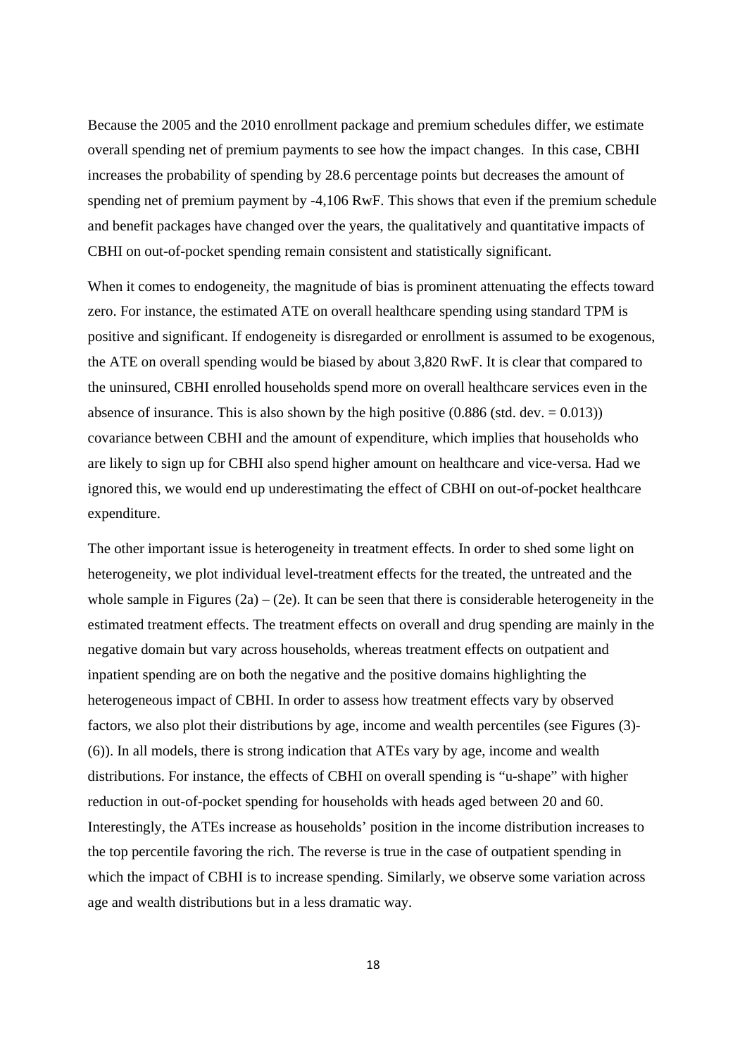Because the 2005 and the 2010 enrollment package and premium schedules differ, we estimate overall spending net of premium payments to see how the impact changes. In this case, CBHI increases the probability of spending by 28.6 percentage points but decreases the amount of spending net of premium payment by -4,106 RwF. This shows that even if the premium schedule and benefit packages have changed over the years, the qualitatively and quantitative impacts of CBHI on out-of-pocket spending remain consistent and statistically significant.

When it comes to endogeneity, the magnitude of bias is prominent attenuating the effects toward zero. For instance, the estimated ATE on overall healthcare spending using standard TPM is positive and significant. If endogeneity is disregarded or enrollment is assumed to be exogenous, the ATE on overall spending would be biased by about 3,820 RwF. It is clear that compared to the uninsured, CBHI enrolled households spend more on overall healthcare services even in the absence of insurance. This is also shown by the high positive (0.886 (std. dev. = 0.013)) covariance between CBHI and the amount of expenditure, which implies that households who are likely to sign up for CBHI also spend higher amount on healthcare and vice-versa. Had we ignored this, we would end up underestimating the effect of CBHI on out-of-pocket healthcare expenditure.

The other important issue is heterogeneity in treatment effects. In order to shed some light on heterogeneity, we plot individual level-treatment effects for the treated, the untreated and the whole sample in Figures (2a) – (2e). It can be seen that there is considerable heterogeneity in the estimated treatment effects. The treatment effects on overall and drug spending are mainly in the negative domain but vary across households, whereas treatment effects on outpatient and inpatient spending are on both the negative and the positive domains highlighting the heterogeneous impact of CBHI. In order to assess how treatment effects vary by observed factors, we also plot their distributions by age, income and wealth percentiles (see Figures (3)-(6)). In all models, there is strong indication that ATEs vary by age, income and wealth distributions. For instance, the effects of CBHI on overall spending is "u-shape" with higher reduction in out-of-pocket spending for households with heads aged between 20 and 60. Interestingly, the ATEs increase as households' position in the income distribution increases to the top percentile favoring the rich. The reverse is true in the case of outpatient spending in which the impact of CBHI is to increase spending. Similarly, we observe some variation across age and wealth distributions but in a less dramatic way.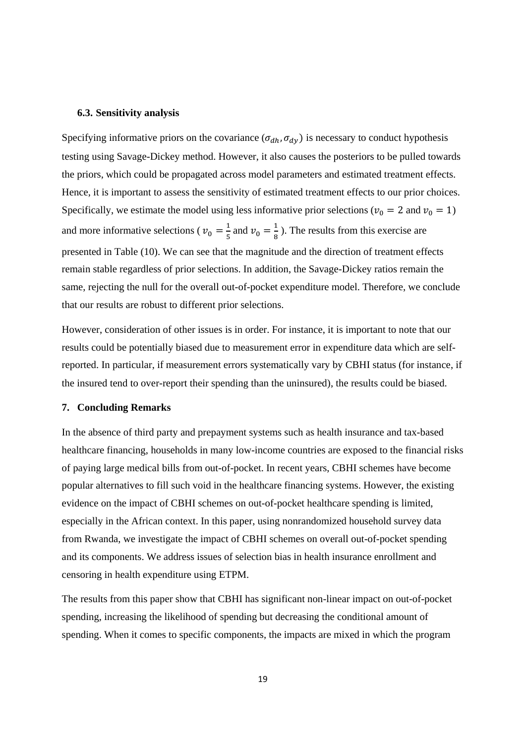### 6.3. Sensitivity analysis

Specifying informative priors on the covariance ($\sigma_{dh}, \sigma_{dy}$) is necessary to conduct hypothesis testing using Savage-Dickey method. However, it also causes the posteriors to be pulled towards the priors, which could be propagated across model parameters and estimated treatment effects. Hence, it is important to assess the sensitivity of estimated treatment effects to our prior choices. Specifically, we estimate the model using less informative prior selections ($v_0 = 2$ and $v_0 = 1$) and more informative selections ( $v_0 = \frac{1}{5}$ and $v_0 = \frac{1}{8}$ ). The results from this exercise are presented in Table (10). We can see that the magnitude and the direction of treatment effects remain stable regardless of prior selections. In addition, the Savage-Dickey ratios remain the same, rejecting the null for the overall out-of-pocket expenditure model. Therefore, we conclude that our results are robust to different prior selections.

However, consideration of other issues is in order. For instance, it is important to note that our results could be potentially biased due to measurement error in expenditure data which are self-reported. In particular, if measurement errors systematically vary by CBHI status (for instance, if the insured tend to over-report their spending than the uninsured), the results could be biased.

## 7. Concluding Remarks

In the absence of third party and prepayment systems such as health insurance and tax-based healthcare financing, households in many low-income countries are exposed to the financial risks of paying large medical bills from out-of-pocket. In recent years, CBHI schemes have become popular alternatives to fill such void in the healthcare financing systems. However, the existing evidence on the impact of CBHI schemes on out-of-pocket healthcare spending is limited, especially in the African context. In this paper, using nonrandomized household survey data from Rwanda, we investigate the impact of CBHI schemes on overall out-of-pocket spending and its components. We address issues of selection bias in health insurance enrollment and censoring in health expenditure using ETPM.

The results from this paper show that CBHI has significant non-linear impact on out-of-pocket spending, increasing the likelihood of spending but decreasing the conditional amount of spending. When it comes to specific components, the impacts are mixed in which the program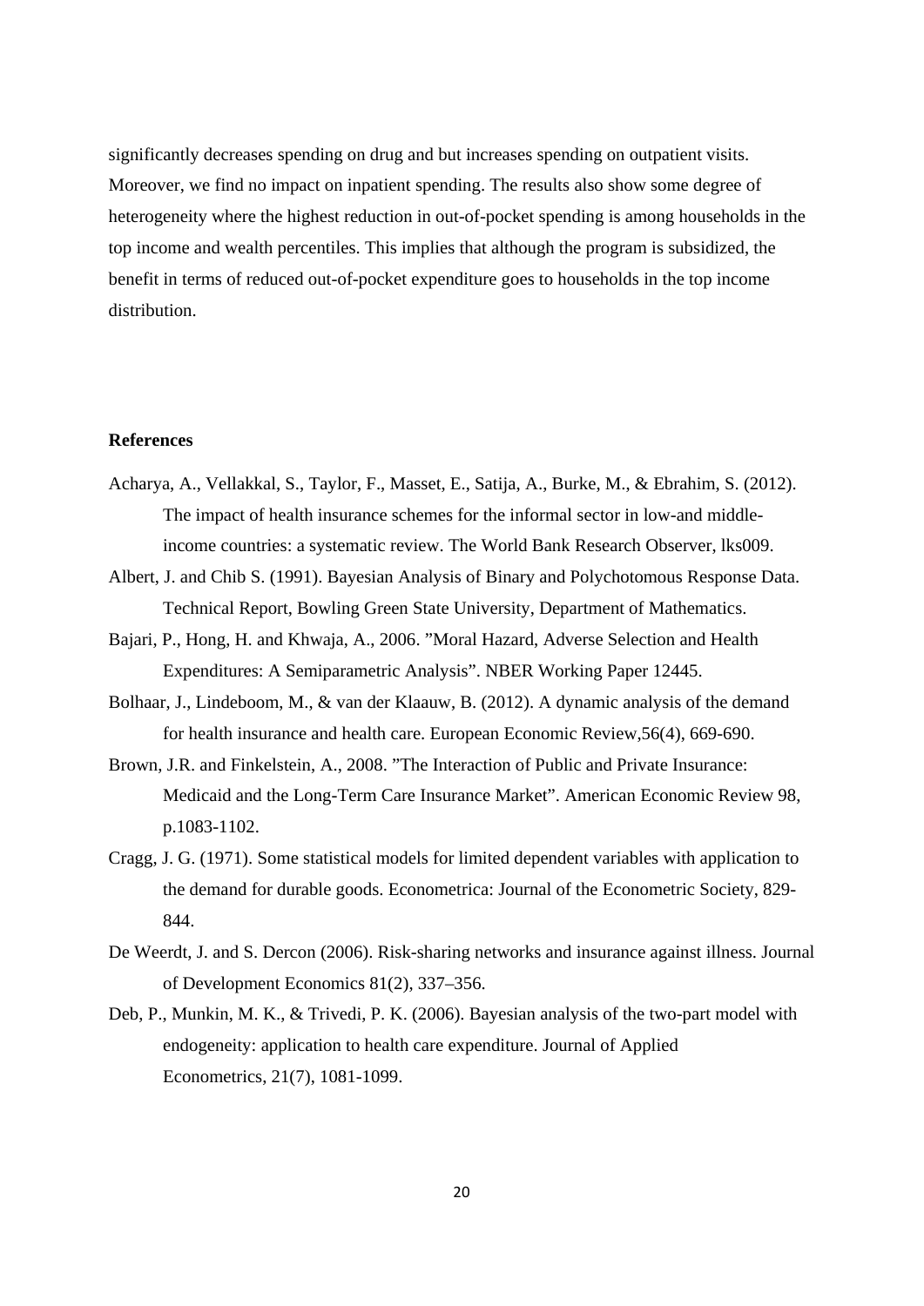significantly decreases spending on drug and but increases spending on outpatient visits. Moreover, we find no impact on inpatient spending. The results also show some degree of heterogeneity where the highest reduction in out-of-pocket spending is among households in the top income and wealth percentiles. This implies that although the program is subsidized, the benefit in terms of reduced out-of-pocket expenditure goes to households in the top income distribution.

**References**

Acharya, A., Vellakkal, S., Taylor, F., Masset, E., Satija, A., Burke, M., & Ebrahim, S. (2012). The impact of health insurance schemes for the informal sector in low-and middle-income countries: a systematic review. The World Bank Research Observer, lks009.

Albert, J. and Chib S. (1991). Bayesian Analysis of Binary and Polychotomous Response Data. Technical Report, Bowling Green State University, Department of Mathematics.

Bajari, P., Hong, H. and Khwaja, A., 2006. "Moral Hazard, Adverse Selection and Health Expenditures: A Semiparametric Analysis". NBER Working Paper 12445.

Bolhaar, J., Lindeboom, M., & van der Klaauw, B. (2012). A dynamic analysis of the demand for health insurance and health care. European Economic Review,56(4), 669-690.

Brown, J.R. and Finkelstein, A., 2008. "The Interaction of Public and Private Insurance: Medicaid and the Long-Term Care Insurance Market". American Economic Review 98, p.1083-1102.

Cragg, J. G. (1971). Some statistical models for limited dependent variables with application to the demand for durable goods. Econometrica: Journal of the Econometric Society, 829-844.

De Weerdt, J. and S. Dercon (2006). Risk-sharing networks and insurance against illness. Journal of Development Economics 81(2), 337–356.

Deb, P., Munkin, M. K., & Trivedi, P. K. (2006). Bayesian analysis of the two-part model with endogeneity: application to health care expenditure. Journal of Applied Econometrics, 21(7), 1081-1099.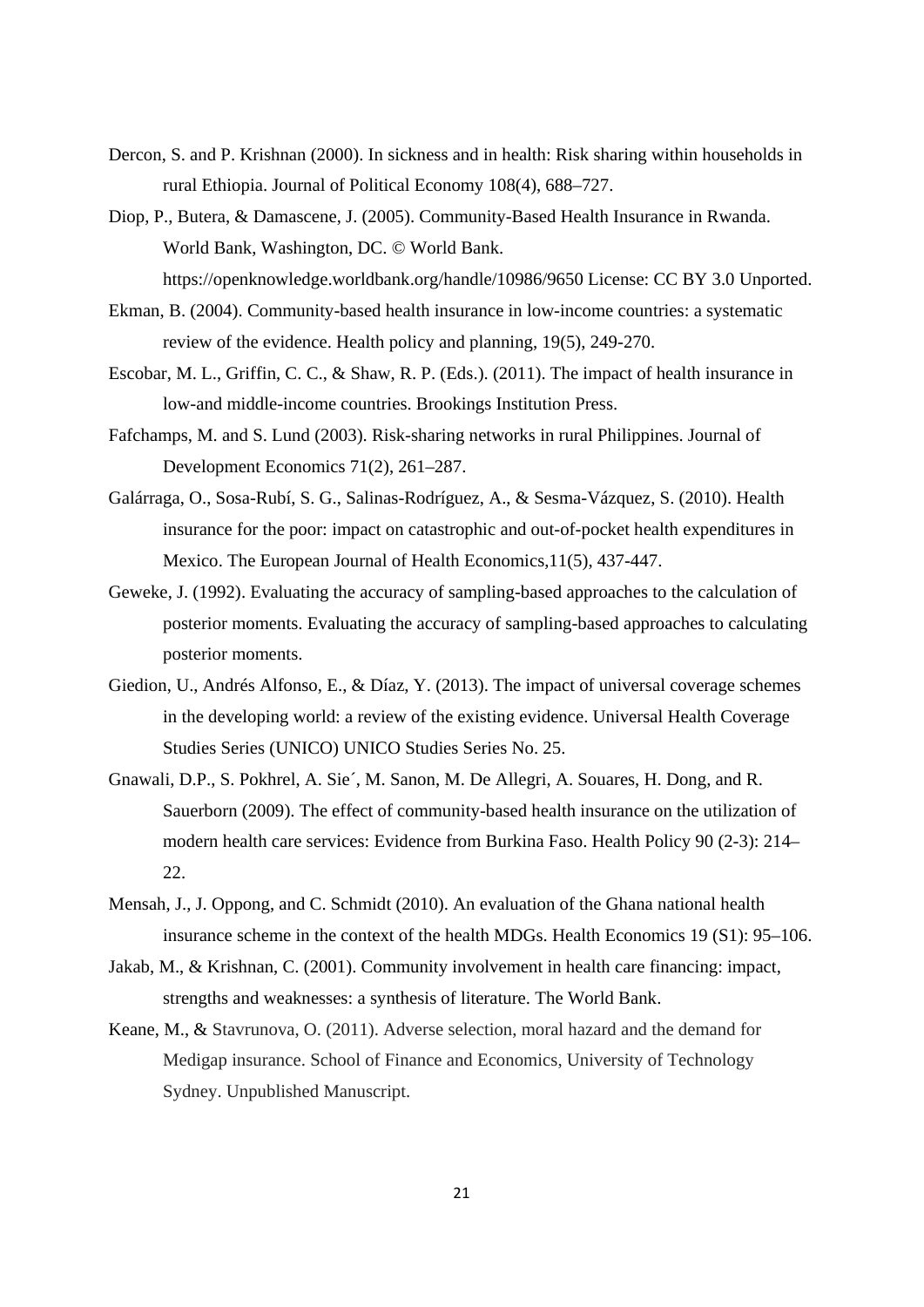Dercon, S. and P. Krishnan (2000). In sickness and in health: Risk sharing within households in rural Ethiopia. Journal of Political Economy 108(4), 688–727.

Diop, P., Butera, & Damascene, J. (2005). Community-Based Health Insurance in Rwanda. World Bank, Washington, DC. © World Bank. https://openknowledge.worldbank.org/handle/10986/9650 License: CC BY 3.0 Unported.

Ekman, B. (2004). Community-based health insurance in low-income countries: a systematic review of the evidence. Health policy and planning, 19(5), 249-270.

Escobar, M. L., Griffin, C. C., & Shaw, R. P. (Eds.). (2011). The impact of health insurance in low-and middle-income countries. Brookings Institution Press.

Fafchamps, M. and S. Lund (2003). Risk-sharing networks in rural Philippines. Journal of Development Economics 71(2), 261–287.

Galárraga, O., Sosa-Rubí, S. G., Salinas-Rodríguez, A., & Sesma-Vázquez, S. (2010). Health insurance for the poor: impact on catastrophic and out-of-pocket health expenditures in Mexico. The European Journal of Health Economics,11(5), 437-447.

Geweke, J. (1992). Evaluating the accuracy of sampling-based approaches to the calculation of posterior moments. Evaluating the accuracy of sampling-based approaches to calculating posterior moments.

Giedion, U., Andrés Alfonso, E., & Díaz, Y. (2013). The impact of universal coverage schemes in the developing world: a review of the existing evidence. Universal Health Coverage Studies Series (UNICO) UNICO Studies Series No. 25.

Gnawali, D.P., S. Pokhrel, A. Sie´, M. Sanon, M. De Allegri, A. Souares, H. Dong, and R. Sauerborn (2009). The effect of community-based health insurance on the utilization of modern health care services: Evidence from Burkina Faso. Health Policy 90 (2-3): 214–22.

Mensah, J., J. Oppong, and C. Schmidt (2010). An evaluation of the Ghana national health insurance scheme in the context of the health MDGs. Health Economics 19 (S1): 95–106.

Jakab, M., & Krishnan, C. (2001). Community involvement in health care financing: impact, strengths and weaknesses: a synthesis of literature. The World Bank.

Keane, M., & Stavrunova, O. (2011). Adverse selection, moral hazard and the demand for Medigap insurance. School of Finance and Economics, University of Technology Sydney. Unpublished Manuscript.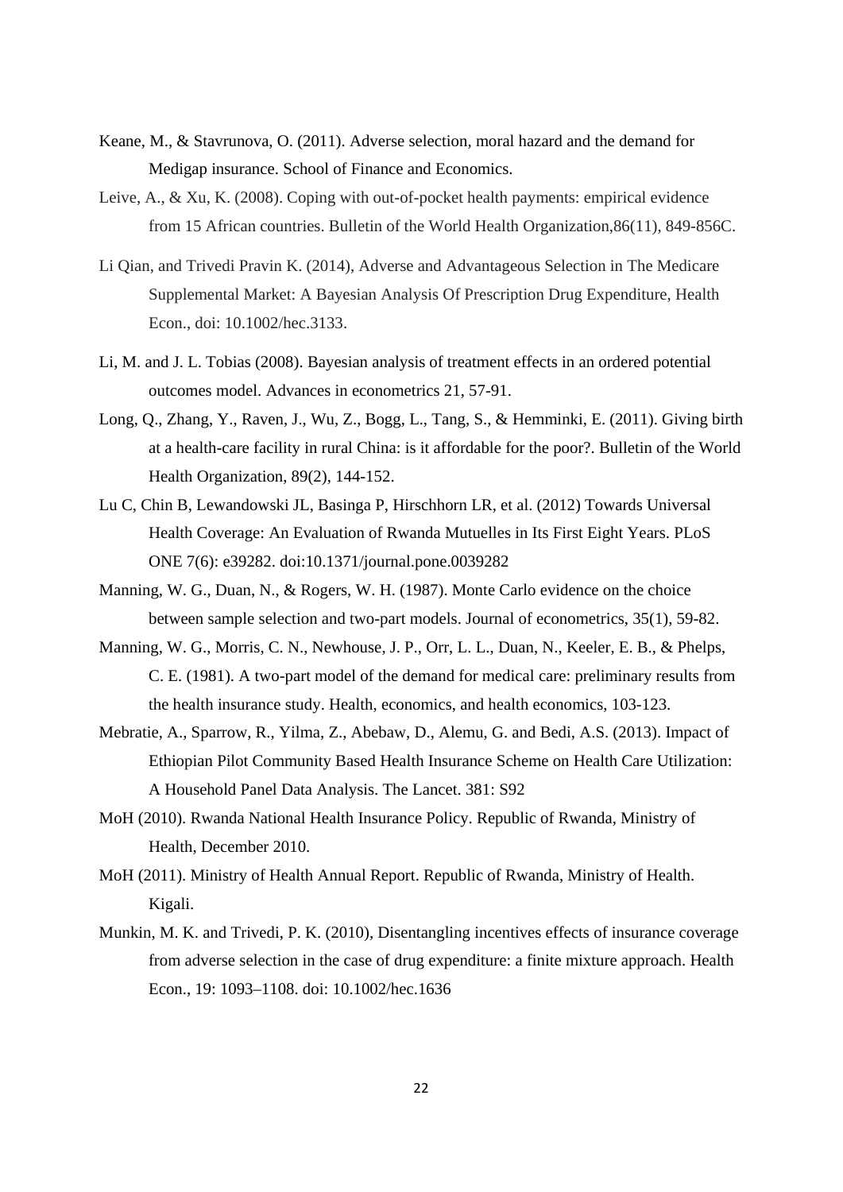Keane, M., & Stavrunova, O. (2011). Adverse selection, moral hazard and the demand for Medigap insurance. School of Finance and Economics.

Leive, A., & Xu, K. (2008). Coping with out-of-pocket health payments: empirical evidence from 15 African countries. Bulletin of the World Health Organization,86(11), 849-856C.

Li Qian, and Trivedi Pravin K. (2014), Adverse and Advantageous Selection in The Medicare Supplemental Market: A Bayesian Analysis Of Prescription Drug Expenditure, Health Econ., doi: 10.1002/hec.3133.

Li, M. and J. L. Tobias (2008). Bayesian analysis of treatment effects in an ordered potential outcomes model. Advances in econometrics 21, 57-91.

Long, Q., Zhang, Y., Raven, J., Wu, Z., Bogg, L., Tang, S., & Hemminki, E. (2011). Giving birth at a health-care facility in rural China: is it affordable for the poor?. Bulletin of the World Health Organization, 89(2), 144-152.

Lu C, Chin B, Lewandowski JL, Basinga P, Hirschhorn LR, et al. (2012) Towards Universal Health Coverage: An Evaluation of Rwanda Mutuelles in Its First Eight Years. PLoS ONE 7(6): e39282. doi:10.1371/journal.pone.0039282

Manning, W. G., Duan, N., & Rogers, W. H. (1987). Monte Carlo evidence on the choice between sample selection and two-part models. Journal of econometrics, 35(1), 59-82.

Manning, W. G., Morris, C. N., Newhouse, J. P., Orr, L. L., Duan, N., Keeler, E. B., & Phelps, C. E. (1981). A two-part model of the demand for medical care: preliminary results from the health insurance study. Health, economics, and health economics, 103-123.

Mebratie, A., Sparrow, R., Yilma, Z., Abebaw, D., Alemu, G. and Bedi, A.S. (2013). Impact of Ethiopian Pilot Community Based Health Insurance Scheme on Health Care Utilization: A Household Panel Data Analysis. The Lancet. 381: S92

MoH (2010). Rwanda National Health Insurance Policy. Republic of Rwanda, Ministry of Health, December 2010.

MoH (2011). Ministry of Health Annual Report. Republic of Rwanda, Ministry of Health. Kigali.

Munkin, M. K. and Trivedi, P. K. (2010), Disentangling incentives effects of insurance coverage from adverse selection in the case of drug expenditure: a finite mixture approach. Health Econ., 19: 1093–1108. doi: 10.1002/hec.1636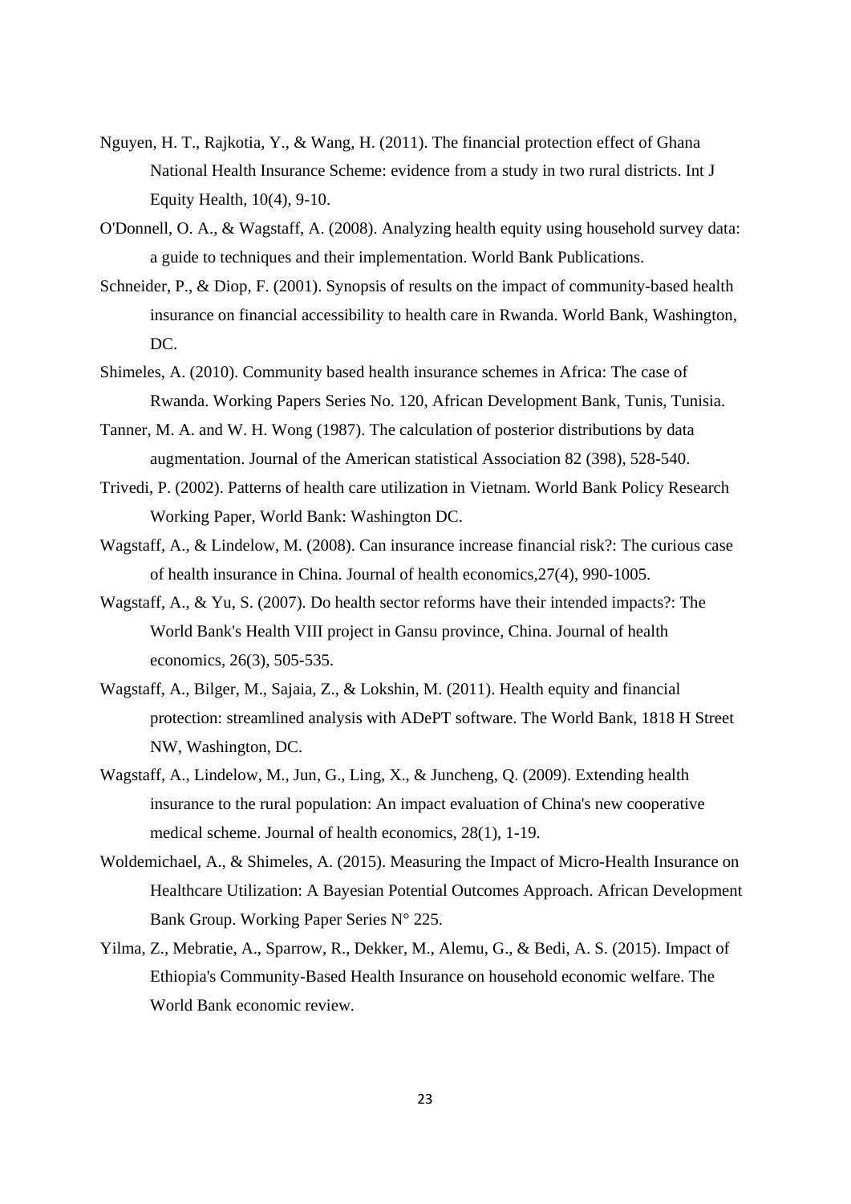Nguyen, H. T., Rajkotia, Y., & Wang, H. (2011). The financial protection effect of Ghana National Health Insurance Scheme: evidence from a study in two rural districts. Int J Equity Health, 10(4), 9-10.

O'Donnell, O. A., & Wagstaff, A. (2008). Analyzing health equity using household survey data: a guide to techniques and their implementation. World Bank Publications.

Schneider, P., & Diop, F. (2001). Synopsis of results on the impact of community-based health insurance on financial accessibility to health care in Rwanda. World Bank, Washington, DC.

Shimeles, A. (2010). Community based health insurance schemes in Africa: The case of Rwanda. Working Papers Series No. 120, African Development Bank, Tunis, Tunisia.

Tanner, M. A. and W. H. Wong (1987). The calculation of posterior distributions by data augmentation. Journal of the American statistical Association 82 (398), 528-540.

Trivedi, P. (2002). Patterns of health care utilization in Vietnam. World Bank Policy Research Working Paper, World Bank: Washington DC.

Wagstaff, A., & Lindelow, M. (2008). Can insurance increase financial risk?: The curious case of health insurance in China. Journal of health economics,27(4), 990-1005.

Wagstaff, A., & Yu, S. (2007). Do health sector reforms have their intended impacts?: The World Bank's Health VIII project in Gansu province, China. Journal of health economics, 26(3), 505-535.

Wagstaff, A., Bilger, M., Sajaia, Z., & Lokshin, M. (2011). Health equity and financial protection: streamlined analysis with ADePT software. The World Bank, 1818 H Street NW, Washington, DC.

Wagstaff, A., Lindelow, M., Jun, G., Ling, X., & Juncheng, Q. (2009). Extending health insurance to the rural population: An impact evaluation of China's new cooperative medical scheme. Journal of health economics, 28(1), 1-19.

Woldemichael, A., & Shimeles, A. (2015). Measuring the Impact of Micro-Health Insurance on Healthcare Utilization: A Bayesian Potential Outcomes Approach. African Development Bank Group. Working Paper Series N° 225.

Yilma, Z., Mebratie, A., Sparrow, R., Dekker, M., Alemu, G., & Bedi, A. S. (2015). Impact of Ethiopia's Community-Based Health Insurance on household economic welfare. The World Bank economic review.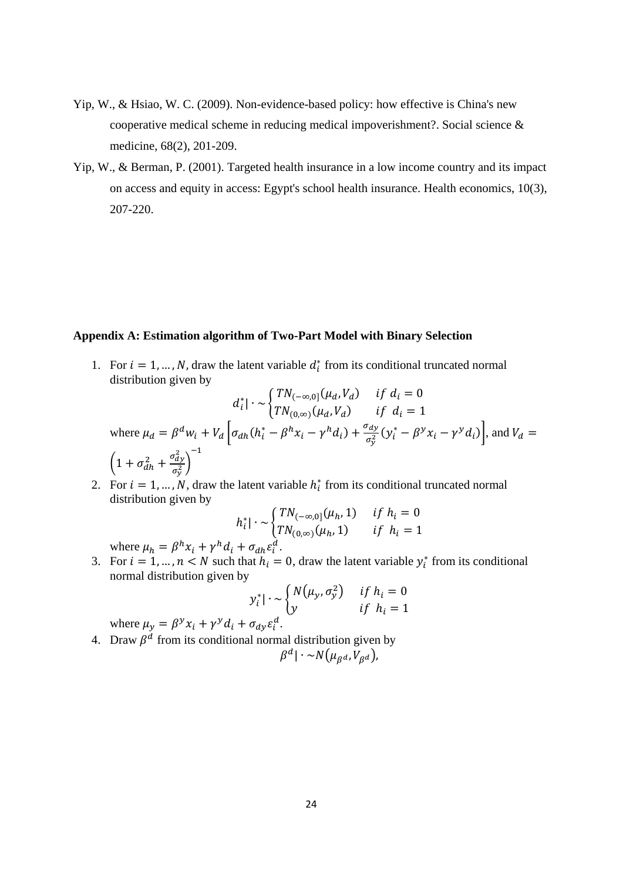Yip, W., & Hsiao, W. C. (2009). Non-evidence-based policy: how effective is China's new cooperative medical scheme in reducing medical impoverishment?. Social science & medicine, 68(2), 201-209.

Yip, W., & Berman, P. (2001). Targeted health insurance in a low income country and its impact on access and equity in access: Egypt's school health insurance. Health economics, 10(3), 207-220.

**Appendix A: Estimation algorithm of Two-Part Model with Binary Selection**

1. For $i = 1, \dots, N$, draw the latent variable $d_i^*$ from its conditional truncated normal distribution given by

$$d_i^* | \cdot \sim \begin{cases} TN_{(-\infty,0]}(\mu_d, V_d) & if \ d_i = 0 \\ TN_{(0,\infty)}(\mu_d, V_d) & if \ \ d_i = 1 \end{cases}$$

where $\mu_d = \beta^d w_i + V_d \left[ \sigma_{dh}(h_i^* - \beta^h x_i - \gamma^h d_i) + \frac{\sigma_{dy}}{\sigma_y^2}(y_i^* - \beta^y x_i - \gamma^y d_i) \right]$, and $V_d = \left(1 + \sigma_{dh}^2 + \frac{\sigma_{dy}^2}{\sigma_y^2}\right)^{-1}$

2. For $i = 1, \dots, N$, draw the latent variable $h_i^*$ from its conditional truncated normal distribution given by

$$h_i^* | \cdot \sim \begin{cases} TN_{(-\infty,0]}(\mu_h, 1) & if \ h_i = 0 \\ TN_{(0,\infty)}(\mu_h, 1) & if \ \ h_i = 1 \end{cases}$$

where $\mu_h = \beta^h x_i + \gamma^h d_i + \sigma_{dh} \varepsilon_i^d$.

3. For $i = 1, \dots, n < N$ such that $h_i = 0$, draw the latent variable $y_i^*$ from its conditional normal distribution given by

$$y_i^* | \cdot \sim \begin{cases} N(\mu_y, \sigma_y^2) & if \ h_i = 0 \\ y & if \ \ h_i = 1 \end{cases}$$

where $\mu_y = \beta^y x_i + \gamma^y d_i + \sigma_{dy} \varepsilon_i^d$.

4. Draw $\beta^d$ from its conditional normal distribution given by

$$\beta^d | \cdot \sim N(\mu_{\beta^d}, V_{\beta^d}),$$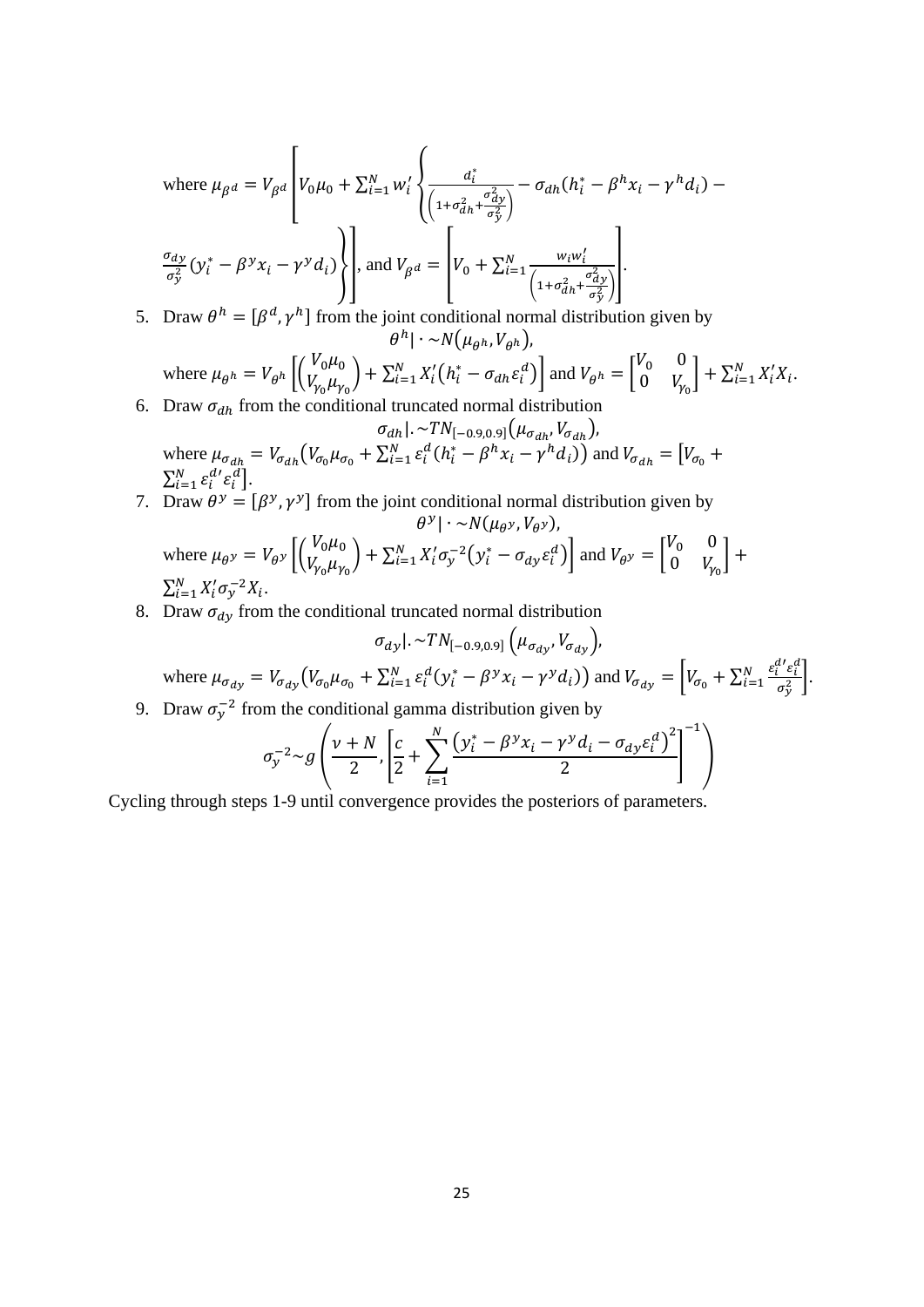where $\mu_{\beta^d} = V_{\beta^d}\left[V_0\mu_0 + \sum_{i=1}^{N} w_i' \left\{\frac{d_i^*}{\left(1+\sigma_{dh}^2+\frac{\sigma_{dy}^2}{\sigma_y^2}\right)} - \sigma_{dh}(h_i^* - \beta^h x_i - \gamma^h d_i) - \frac{\sigma_{dy}}{\sigma_y^2}(y_i^* - \beta^y x_i - \gamma^y d_i)\right\}\right]$, and $V_{\beta^d} = \left[V_0 + \sum_{i=1}^{N} \frac{w_i w_i'}{\left(1+\sigma_{dh}^2+\frac{\sigma_{dy}^2}{\sigma_y^2}\right)}\right]$.

5. Draw $\theta^h = [\beta^d, \gamma^h]$ from the joint conditional normal distribution given by
$$\theta^h | \cdot \sim N(\mu_{\theta^h}, V_{\theta^h}),$$
where $\mu_{\theta^h} = V_{\theta^h}\left[\begin{pmatrix} V_0\mu_0 \\ V_{\gamma_0}\mu_{\gamma_0}\end{pmatrix} + \sum_{i=1}^{N} X_i'(h_i^* - \sigma_{dh}\varepsilon_i^d)\right]$ and $V_{\theta^h} = \begin{bmatrix} V_0 & 0 \\ 0 & V_{\gamma_0}\end{bmatrix} + \sum_{i=1}^{N} X_i' X_i$.

6. Draw $\sigma_{dh}$ from the conditional truncated normal distribution
$$\sigma_{dh} | . \sim TN_{[-0.9,0.9]}(\mu_{\sigma_{dh}}, V_{\sigma_{dh}}),$$
where $\mu_{\sigma_{dh}} = V_{\sigma_{dh}}\left(V_{\sigma_0}\mu_{\sigma_0} + \sum_{i=1}^{N} \varepsilon_i^d (h_i^* - \beta^h x_i - \gamma^h d_i)\right)$ and $V_{\sigma_{dh}} = \left[V_{\sigma_0} + \sum_{i=1}^{N} \varepsilon_i^{d\prime}\varepsilon_i^d\right]$.

7. Draw $\theta^y = [\beta^y, \gamma^y]$ from the joint conditional normal distribution given by
$$\theta^y | \cdot \sim N(\mu_{\theta^y}, V_{\theta^y}),$$
where $\mu_{\theta^y} = V_{\theta^y}\left[\begin{pmatrix} V_0\mu_0 \\ V_{\gamma_0}\mu_{\gamma_0}\end{pmatrix} + \sum_{i=1}^{N} X_i'\sigma_y^{-2}(y_i^* - \sigma_{dy}\varepsilon_i^d)\right]$ and $V_{\theta^y} = \begin{bmatrix} V_0 & 0 \\ 0 & V_{\gamma_0}\end{bmatrix} + \sum_{i=1}^{N} X_i'\sigma_y^{-2} X_i$.

8. Draw $\sigma_{dy}$ from the conditional truncated normal distribution
$$\sigma_{dy} | . \sim TN_{[-0.9,0.9]}\left(\mu_{\sigma_{dy}}, V_{\sigma_{dy}}\right),$$
where $\mu_{\sigma_{dy}} = V_{\sigma_{dy}}\left(V_{\sigma_0}\mu_{\sigma_0} + \sum_{i=1}^{N} \varepsilon_i^d (y_i^* - \beta^y x_i - \gamma^y d_i)\right)$ and $V_{\sigma_{dy}} = \left[V_{\sigma_0} + \sum_{i=1}^{N} \frac{\varepsilon_i^{d\prime}\varepsilon_i^d}{\sigma_y^2}\right]$.

9. Draw $\sigma_y^{-2}$ from the conditional gamma distribution given by
$$\sigma_y^{-2} \sim g\left(\frac{\nu + N}{2}, \left[\frac{c}{2} + \sum_{i=1}^{N} \frac{\left(y_i^* - \beta^y x_i - \gamma^y d_i - \sigma_{dy}\varepsilon_i^d\right)^2}{2}\right]^{-1}\right)$$

Cycling through steps 1-9 until convergence provides the posteriors of parameters.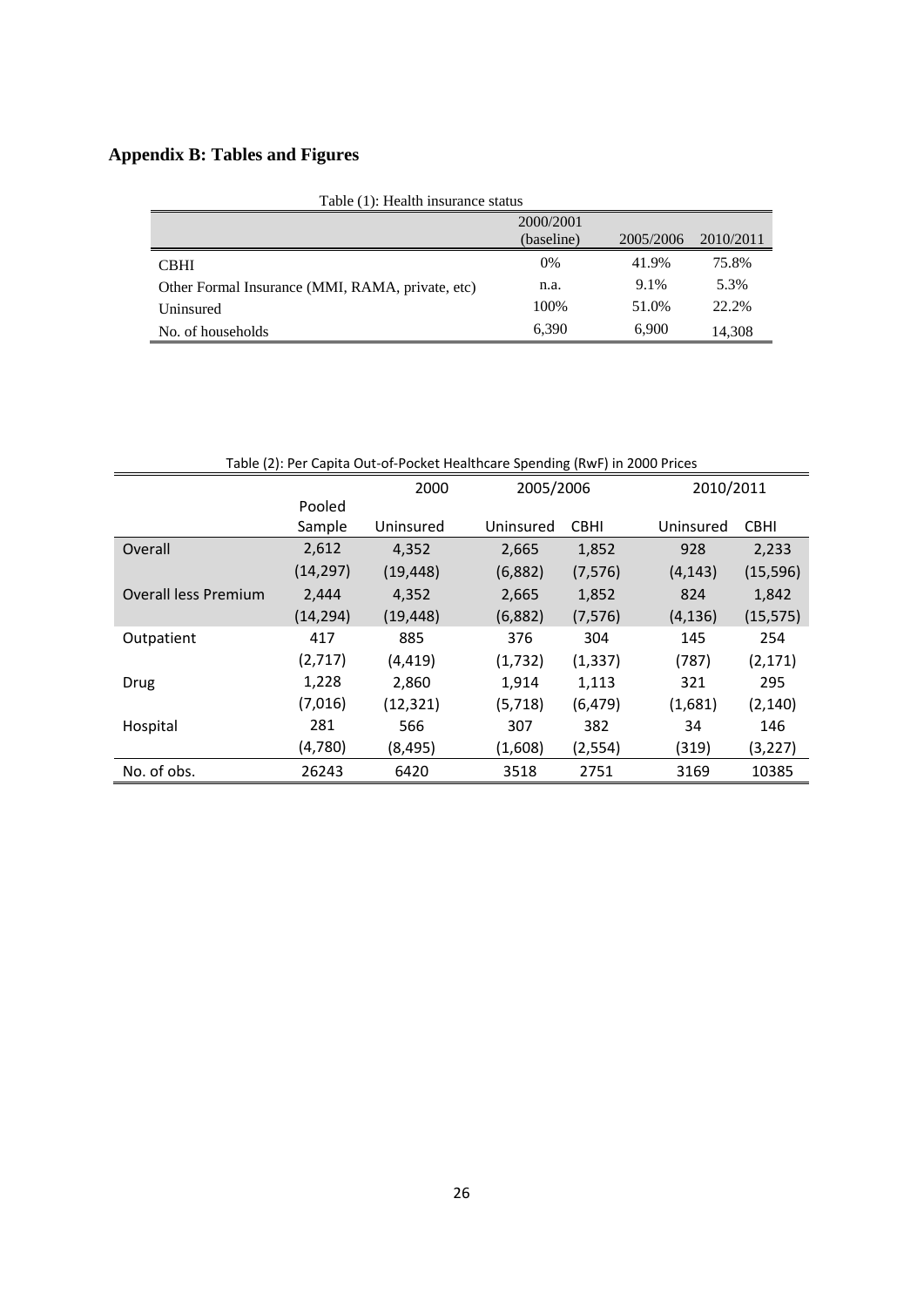## Appendix B: Tables and Figures

Table (1): Health insurance status

| | 2000/2001 (baseline) | 2005/2006 | 2010/2011 |
|---|---|---|---|
| CBHI | 0% | 41.9% | 75.8% |
| Other Formal Insurance (MMI, RAMA, private, etc) | n.a. | 9.1% | 5.3% |
| Uninsured | 100% | 51.0% | 22.2% |
| No. of households | 6,390 | 6,900 | 14,308 |

Table (2): Per Capita Out-of-Pocket Healthcare Spending (RwF) in 2000 Prices

| | | 2000 | 2005/2006 | | 2010/2011 | |
|---|---|---|---|---|---|---|
| | Pooled Sample | Uninsured | Uninsured | CBHI | Uninsured | CBHI |
| Overall | 2,612 | 4,352 | 2,665 | 1,852 | 928 | 2,233 |
| | (14,297) | (19,448) | (6,882) | (7,576) | (4,143) | (15,596) |
| Overall less Premium | 2,444 | 4,352 | 2,665 | 1,852 | 824 | 1,842 |
| | (14,294) | (19,448) | (6,882) | (7,576) | (4,136) | (15,575) |
| Outpatient | 417 | 885 | 376 | 304 | 145 | 254 |
| | (2,717) | (4,419) | (1,732) | (1,337) | (787) | (2,171) |
| Drug | 1,228 | 2,860 | 1,914 | 1,113 | 321 | 295 |
| | (7,016) | (12,321) | (5,718) | (6,479) | (1,681) | (2,140) |
| Hospital | 281 | 566 | 307 | 382 | 34 | 146 |
| | (4,780) | (8,495) | (1,608) | (2,554) | (319) | (3,227) |
| No. of obs. | 26243 | 6420 | 3518 | 2751 | 3169 | 10385 |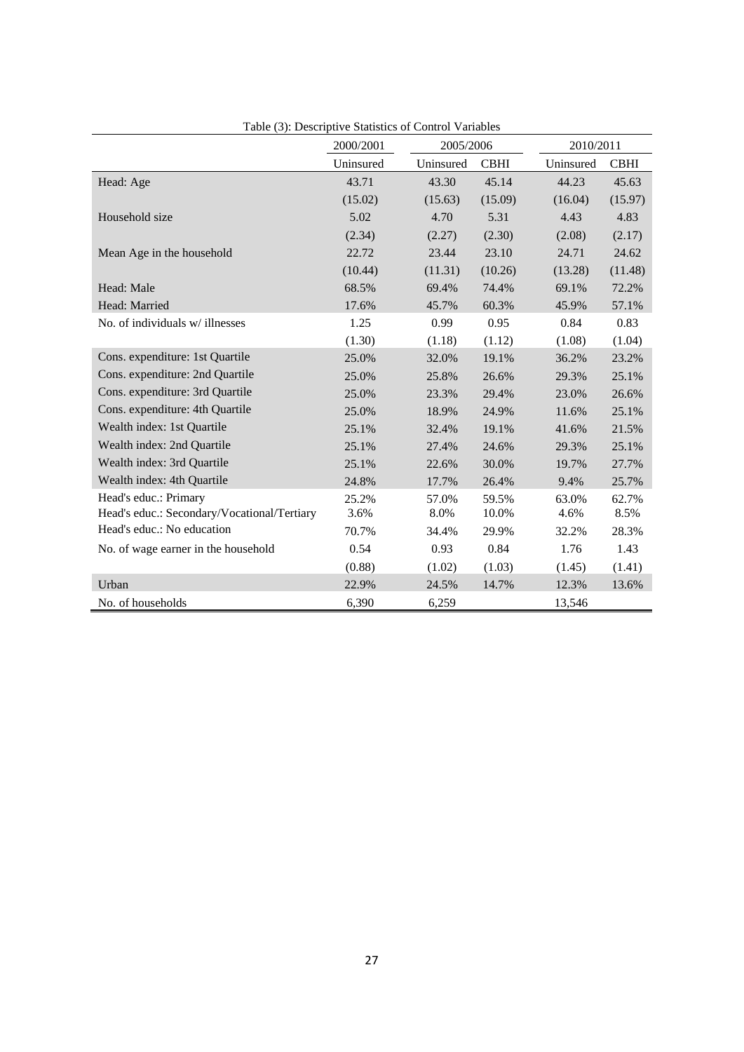Table (3): Descriptive Statistics of Control Variables

| | 2000/2001 | 2005/2006 | | 2010/2011 | |
|---|---|---|---|---|---|
| | Uninsured | Uninsured | CBHI | Uninsured | CBHI |
| Head: Age | 43.71 | 43.30 | 45.14 | 44.23 | 45.63 |
| | (15.02) | (15.63) | (15.09) | (16.04) | (15.97) |
| Household size | 5.02 | 4.70 | 5.31 | 4.43 | 4.83 |
| | (2.34) | (2.27) | (2.30) | (2.08) | (2.17) |
| Mean Age in the household | 22.72 | 23.44 | 23.10 | 24.71 | 24.62 |
| | (10.44) | (11.31) | (10.26) | (13.28) | (11.48) |
| Head: Male | 68.5% | 69.4% | 74.4% | 69.1% | 72.2% |
| Head: Married | 17.6% | 45.7% | 60.3% | 45.9% | 57.1% |
| No. of individuals w/ illnesses | 1.25 | 0.99 | 0.95 | 0.84 | 0.83 |
| | (1.30) | (1.18) | (1.12) | (1.08) | (1.04) |
| Cons. expenditure: 1st Quartile | 25.0% | 32.0% | 19.1% | 36.2% | 23.2% |
| Cons. expenditure: 2nd Quartile | 25.0% | 25.8% | 26.6% | 29.3% | 25.1% |
| Cons. expenditure: 3rd Quartile | 25.0% | 23.3% | 29.4% | 23.0% | 26.6% |
| Cons. expenditure: 4th Quartile | 25.0% | 18.9% | 24.9% | 11.6% | 25.1% |
| Wealth index: 1st Quartile | 25.1% | 32.4% | 19.1% | 41.6% | 21.5% |
| Wealth index: 2nd Quartile | 25.1% | 27.4% | 24.6% | 29.3% | 25.1% |
| Wealth index: 3rd Quartile | 25.1% | 22.6% | 30.0% | 19.7% | 27.7% |
| Wealth index: 4th Quartile | 24.8% | 17.7% | 26.4% | 9.4% | 25.7% |
| Head's educ.: Primary | 25.2% | 57.0% | 59.5% | 63.0% | 62.7% |
| Head's educ.: Secondary/Vocational/Tertiary | 3.6% | 8.0% | 10.0% | 4.6% | 8.5% |
| Head's educ.: No education | 70.7% | 34.4% | 29.9% | 32.2% | 28.3% |
| No. of wage earner in the household | 0.54 | 0.93 | 0.84 | 1.76 | 1.43 |
| | (0.88) | (1.02) | (1.03) | (1.45) | (1.41) |
| Urban | 22.9% | 24.5% | 14.7% | 12.3% | 13.6% |
| No. of households | 6,390 | 6,259 | | 13,546 | |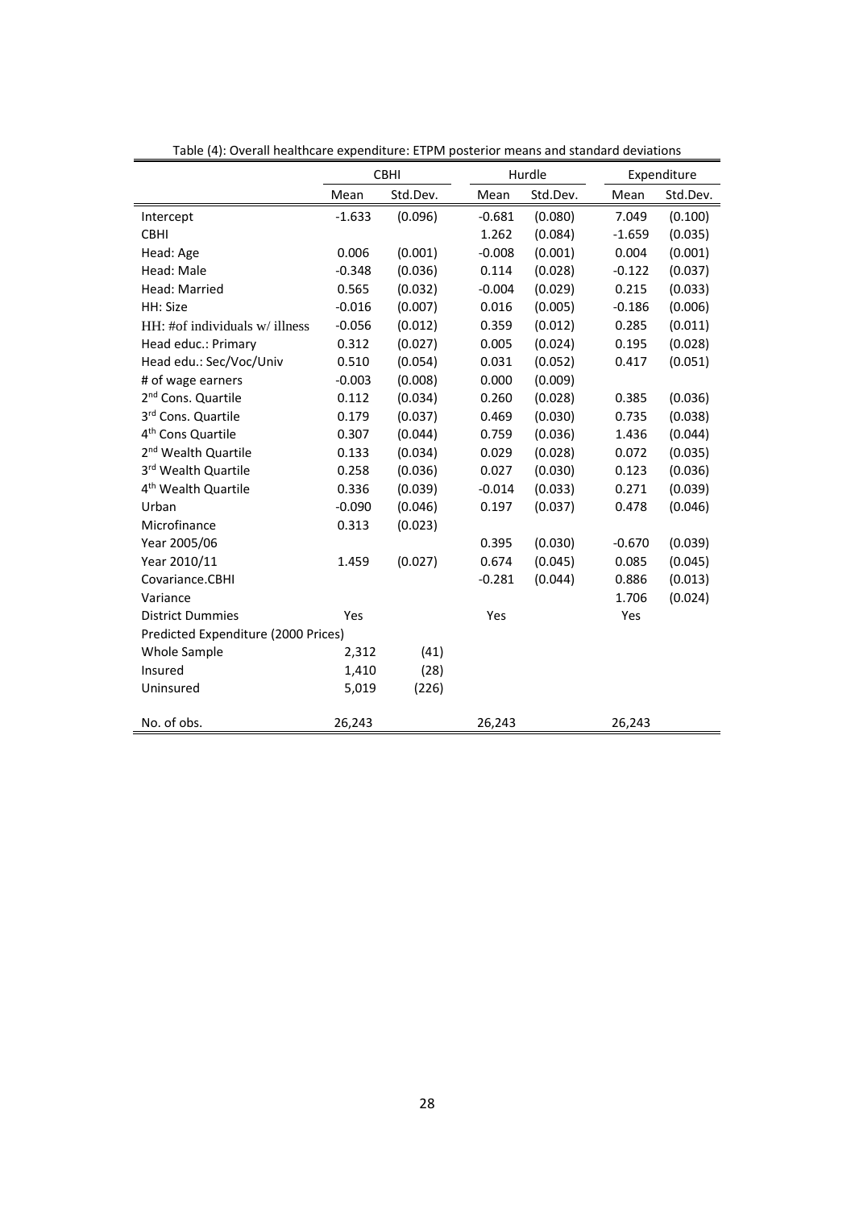Table (4): Overall healthcare expenditure: ETPM posterior means and standard deviations

| | CBHI | | Hurdle | | Expenditure | |
|---|---|---|---|---|---|---|
| | Mean | Std.Dev. | Mean | Std.Dev. | Mean | Std.Dev. |
| Intercept | -1.633 | (0.096) | -0.681 | (0.080) | 7.049 | (0.100) |
| CBHI | | | 1.262 | (0.084) | -1.659 | (0.035) |
| Head: Age | 0.006 | (0.001) | -0.008 | (0.001) | 0.004 | (0.001) |
| Head: Male | -0.348 | (0.036) | 0.114 | (0.028) | -0.122 | (0.037) |
| Head: Married | 0.565 | (0.032) | -0.004 | (0.029) | 0.215 | (0.033) |
| HH: Size | -0.016 | (0.007) | 0.016 | (0.005) | -0.186 | (0.006) |
| HH: #of individuals w/ illness | -0.056 | (0.012) | 0.359 | (0.012) | 0.285 | (0.011) |
| Head educ.: Primary | 0.312 | (0.027) | 0.005 | (0.024) | 0.195 | (0.028) |
| Head edu.: Sec/Voc/Univ | 0.510 | (0.054) | 0.031 | (0.052) | 0.417 | (0.051) |
| # of wage earners | -0.003 | (0.008) | 0.000 | (0.009) | | |
| 2nd Cons. Quartile | 0.112 | (0.034) | 0.260 | (0.028) | 0.385 | (0.036) |
| 3rd Cons. Quartile | 0.179 | (0.037) | 0.469 | (0.030) | 0.735 | (0.038) |
| 4th Cons Quartile | 0.307 | (0.044) | 0.759 | (0.036) | 1.436 | (0.044) |
| 2nd Wealth Quartile | 0.133 | (0.034) | 0.029 | (0.028) | 0.072 | (0.035) |
| 3rd Wealth Quartile | 0.258 | (0.036) | 0.027 | (0.030) | 0.123 | (0.036) |
| 4th Wealth Quartile | 0.336 | (0.039) | -0.014 | (0.033) | 0.271 | (0.039) |
| Urban | -0.090 | (0.046) | 0.197 | (0.037) | 0.478 | (0.046) |
| Microfinance | 0.313 | (0.023) | | | | |
| Year 2005/06 | | | 0.395 | (0.030) | -0.670 | (0.039) |
| Year 2010/11 | 1.459 | (0.027) | 0.674 | (0.045) | 0.085 | (0.045) |
| Covariance.CBHI | | | -0.281 | (0.044) | 0.886 | (0.013) |
| Variance | | | | | 1.706 | (0.024) |
| District Dummies | Yes | | Yes | | Yes | |
| Predicted Expenditure (2000 Prices) | | | | | | |
| Whole Sample | 2,312 | (41) | | | | |
| Insured | 1,410 | (28) | | | | |
| Uninsured | 5,019 | (226) | | | | |
| No. of obs. | 26,243 | | 26,243 | | 26,243 | |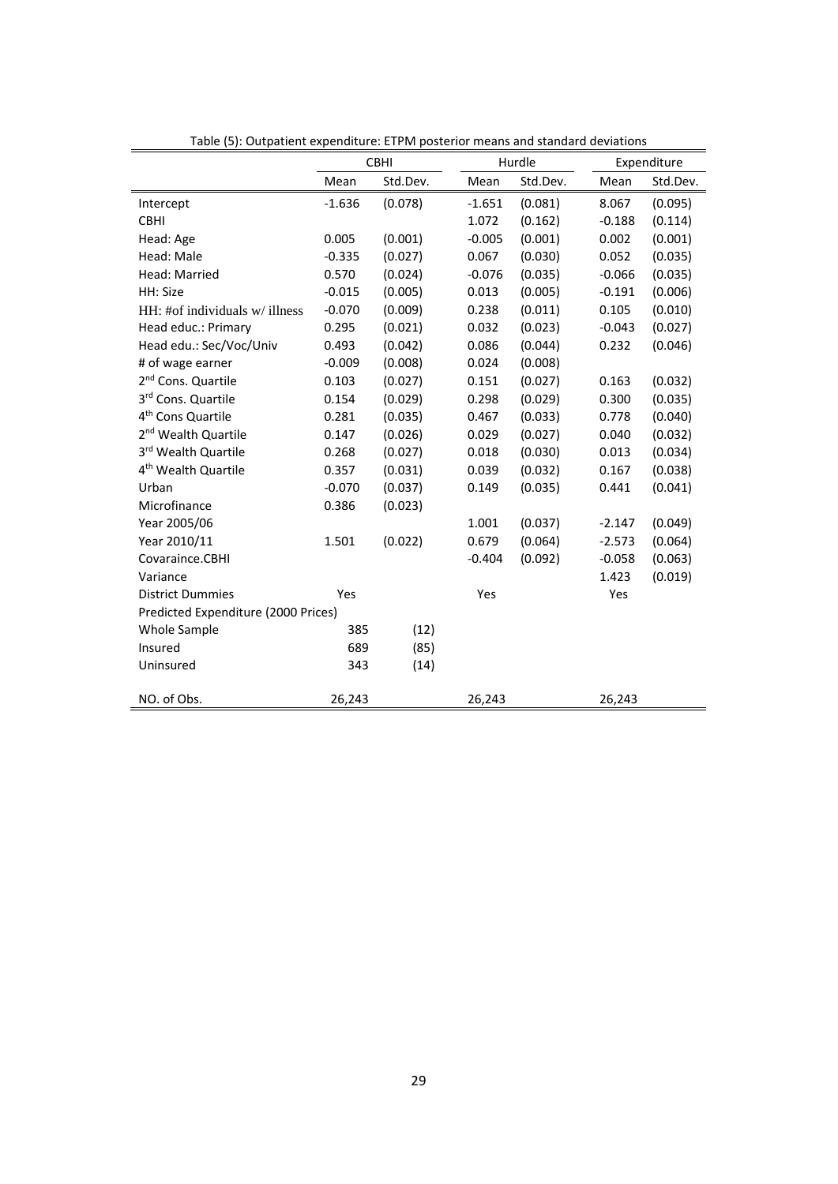Table (5): Outpatient expenditure: ETPM posterior means and standard deviations

| | CBHI | | Hurdle | | Expenditure | |
|---|---|---|---|---|---|---|
| | Mean | Std.Dev. | Mean | Std.Dev. | Mean | Std.Dev. |
| Intercept | -1.636 | (0.078) | -1.651 | (0.081) | 8.067 | (0.095) |
| CBHI | | | 1.072 | (0.162) | -0.188 | (0.114) |
| Head: Age | 0.005 | (0.001) | -0.005 | (0.001) | 0.002 | (0.001) |
| Head: Male | -0.335 | (0.027) | 0.067 | (0.030) | 0.052 | (0.035) |
| Head: Married | 0.570 | (0.024) | -0.076 | (0.035) | -0.066 | (0.035) |
| HH: Size | -0.015 | (0.005) | 0.013 | (0.005) | -0.191 | (0.006) |
| HH: #of individuals w/ illness | -0.070 | (0.009) | 0.238 | (0.011) | 0.105 | (0.010) |
| Head educ.: Primary | 0.295 | (0.021) | 0.032 | (0.023) | -0.043 | (0.027) |
| Head edu.: Sec/Voc/Univ | 0.493 | (0.042) | 0.086 | (0.044) | 0.232 | (0.046) |
| # of wage earner | -0.009 | (0.008) | 0.024 | (0.008) | | |
| 2nd Cons. Quartile | 0.103 | (0.027) | 0.151 | (0.027) | 0.163 | (0.032) |
| 3rd Cons. Quartile | 0.154 | (0.029) | 0.298 | (0.029) | 0.300 | (0.035) |
| 4th Cons Quartile | 0.281 | (0.035) | 0.467 | (0.033) | 0.778 | (0.040) |
| 2nd Wealth Quartile | 0.147 | (0.026) | 0.029 | (0.027) | 0.040 | (0.032) |
| 3rd Wealth Quartile | 0.268 | (0.027) | 0.018 | (0.030) | 0.013 | (0.034) |
| 4th Wealth Quartile | 0.357 | (0.031) | 0.039 | (0.032) | 0.167 | (0.038) |
| Urban | -0.070 | (0.037) | 0.149 | (0.035) | 0.441 | (0.041) |
| Microfinance | 0.386 | (0.023) | | | | |
| Year 2005/06 | | | 1.001 | (0.037) | -2.147 | (0.049) |
| Year 2010/11 | 1.501 | (0.022) | 0.679 | (0.064) | -2.573 | (0.064) |
| Covaraince.CBHI | | | -0.404 | (0.092) | -0.058 | (0.063) |
| Variance | | | | | 1.423 | (0.019) |
| District Dummies | Yes | | Yes | | Yes | |
| Predicted Expenditure (2000 Prices) | | | | | | |
| Whole Sample | 385 | (12) | | | | |
| Insured | 689 | (85) | | | | |
| Uninsured | 343 | (14) | | | | |
| NO. of Obs. | 26,243 | | 26,243 | | 26,243 | |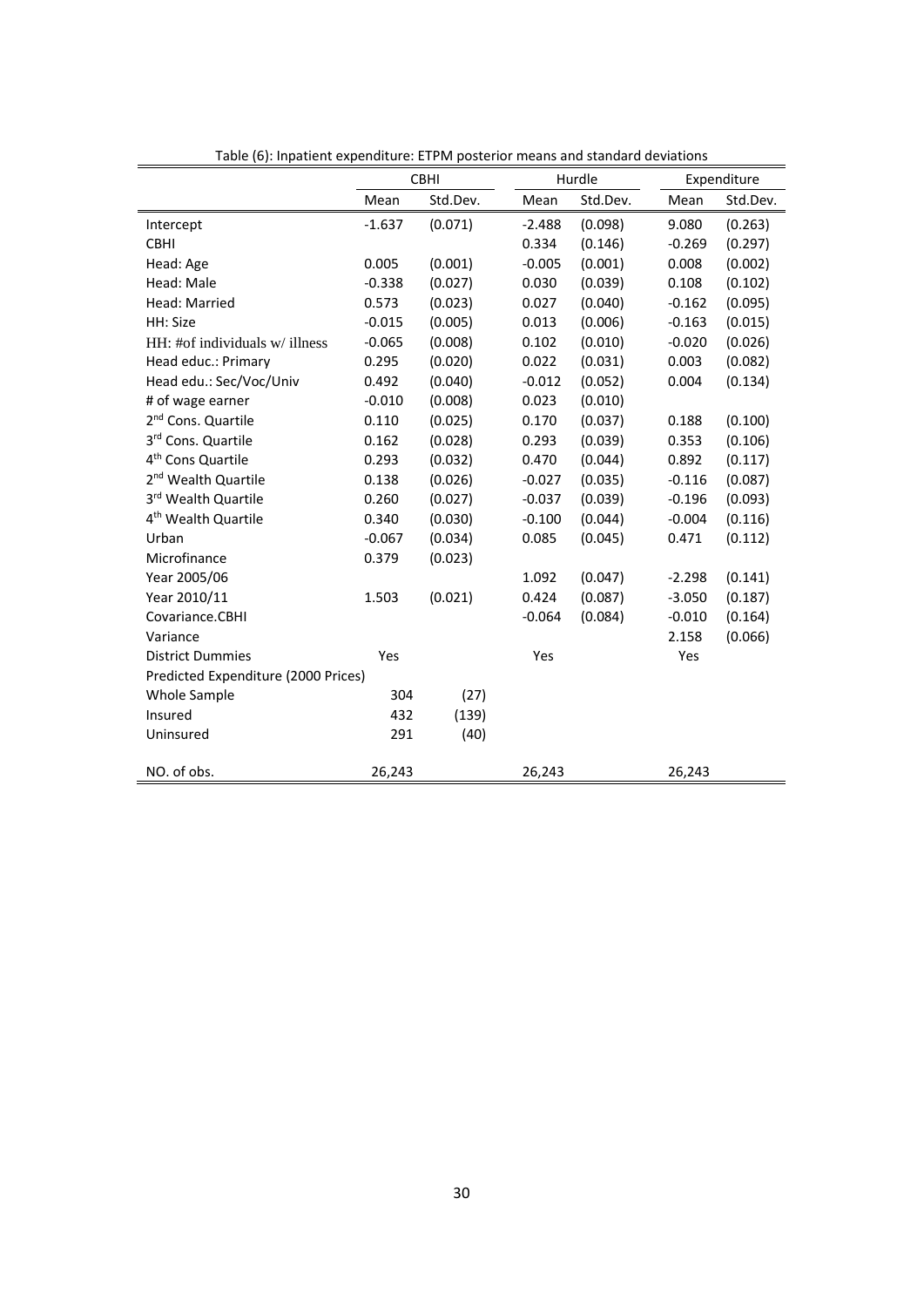Table (6): Inpatient expenditure: ETPM posterior means and standard deviations

| | CBHI | | Hurdle | | Expenditure | |
|---|---|---|---|---|---|---|
| | Mean | Std.Dev. | Mean | Std.Dev. | Mean | Std.Dev. |
| Intercept | -1.637 | (0.071) | -2.488 | (0.098) | 9.080 | (0.263) |
| CBHI | | | 0.334 | (0.146) | -0.269 | (0.297) |
| Head: Age | 0.005 | (0.001) | -0.005 | (0.001) | 0.008 | (0.002) |
| Head: Male | -0.338 | (0.027) | 0.030 | (0.039) | 0.108 | (0.102) |
| Head: Married | 0.573 | (0.023) | 0.027 | (0.040) | -0.162 | (0.095) |
| HH: Size | -0.015 | (0.005) | 0.013 | (0.006) | -0.163 | (0.015) |
| HH: #of individuals w/ illness | -0.065 | (0.008) | 0.102 | (0.010) | -0.020 | (0.026) |
| Head educ.: Primary | 0.295 | (0.020) | 0.022 | (0.031) | 0.003 | (0.082) |
| Head edu.: Sec/Voc/Univ | 0.492 | (0.040) | -0.012 | (0.052) | 0.004 | (0.134) |
| # of wage earner | -0.010 | (0.008) | 0.023 | (0.010) | | |
| 2nd Cons. Quartile | 0.110 | (0.025) | 0.170 | (0.037) | 0.188 | (0.100) |
| 3rd Cons. Quartile | 0.162 | (0.028) | 0.293 | (0.039) | 0.353 | (0.106) |
| 4th Cons Quartile | 0.293 | (0.032) | 0.470 | (0.044) | 0.892 | (0.117) |
| 2nd Wealth Quartile | 0.138 | (0.026) | -0.027 | (0.035) | -0.116 | (0.087) |
| 3rd Wealth Quartile | 0.260 | (0.027) | -0.037 | (0.039) | -0.196 | (0.093) |
| 4th Wealth Quartile | 0.340 | (0.030) | -0.100 | (0.044) | -0.004 | (0.116) |
| Urban | -0.067 | (0.034) | 0.085 | (0.045) | 0.471 | (0.112) |
| Microfinance | 0.379 | (0.023) | | | | |
| Year 2005/06 | | | 1.092 | (0.047) | -2.298 | (0.141) |
| Year 2010/11 | 1.503 | (0.021) | 0.424 | (0.087) | -3.050 | (0.187) |
| Covariance.CBHI | | | -0.064 | (0.084) | -0.010 | (0.164) |
| Variance | | | | | 2.158 | (0.066) |
| District Dummies | Yes | | Yes | | Yes | |
| Predicted Expenditure (2000 Prices) | | | | | | |
| Whole Sample | 304 | (27) | | | | |
| Insured | 432 | (139) | | | | |
| Uninsured | 291 | (40) | | | | |
| NO. of obs. | 26,243 | | 26,243 | | 26,243 | |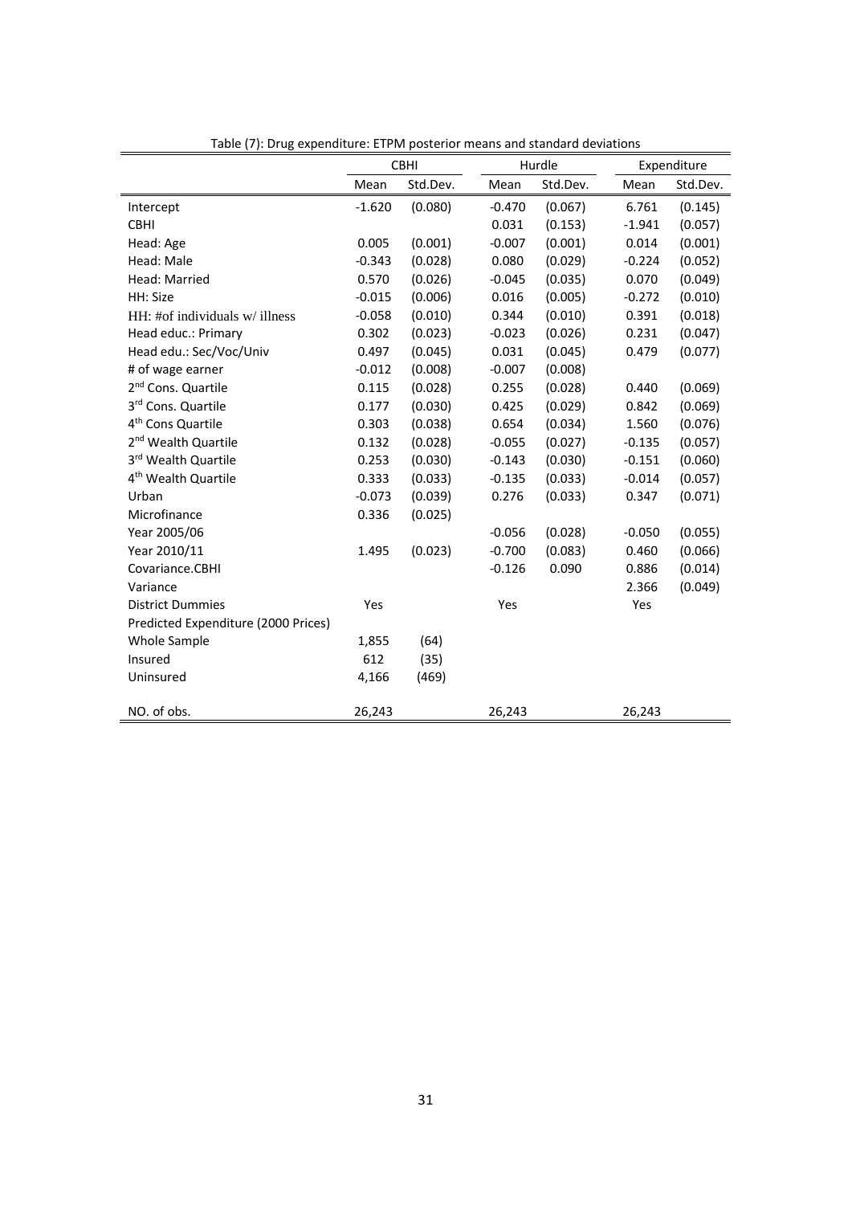Table (7): Drug expenditure: ETPM posterior means and standard deviations

| | CBHI | | Hurdle | | Expenditure | |
|---|---|---|---|---|---|---|
| | Mean | Std.Dev. | Mean | Std.Dev. | Mean | Std.Dev. |
| Intercept | -1.620 | (0.080) | -0.470 | (0.067) | 6.761 | (0.145) |
| CBHI | | | 0.031 | (0.153) | -1.941 | (0.057) |
| Head: Age | 0.005 | (0.001) | -0.007 | (0.001) | 0.014 | (0.001) |
| Head: Male | -0.343 | (0.028) | 0.080 | (0.029) | -0.224 | (0.052) |
| Head: Married | 0.570 | (0.026) | -0.045 | (0.035) | 0.070 | (0.049) |
| HH: Size | -0.015 | (0.006) | 0.016 | (0.005) | -0.272 | (0.010) |
| HH: #of individuals w/ illness | -0.058 | (0.010) | 0.344 | (0.010) | 0.391 | (0.018) |
| Head educ.: Primary | 0.302 | (0.023) | -0.023 | (0.026) | 0.231 | (0.047) |
| Head edu.: Sec/Voc/Univ | 0.497 | (0.045) | 0.031 | (0.045) | 0.479 | (0.077) |
| # of wage earner | -0.012 | (0.008) | -0.007 | (0.008) | | |
| 2nd Cons. Quartile | 0.115 | (0.028) | 0.255 | (0.028) | 0.440 | (0.069) |
| 3rd Cons. Quartile | 0.177 | (0.030) | 0.425 | (0.029) | 0.842 | (0.069) |
| 4th Cons Quartile | 0.303 | (0.038) | 0.654 | (0.034) | 1.560 | (0.076) |
| 2nd Wealth Quartile | 0.132 | (0.028) | -0.055 | (0.027) | -0.135 | (0.057) |
| 3rd Wealth Quartile | 0.253 | (0.030) | -0.143 | (0.030) | -0.151 | (0.060) |
| 4th Wealth Quartile | 0.333 | (0.033) | -0.135 | (0.033) | -0.014 | (0.057) |
| Urban | -0.073 | (0.039) | 0.276 | (0.033) | 0.347 | (0.071) |
| Microfinance | 0.336 | (0.025) | | | | |
| Year 2005/06 | | | -0.056 | (0.028) | -0.050 | (0.055) |
| Year 2010/11 | 1.495 | (0.023) | -0.700 | (0.083) | 0.460 | (0.066) |
| Covariance.CBHI | | | -0.126 | 0.090 | 0.886 | (0.014) |
| Variance | | | | | 2.366 | (0.049) |
| District Dummies | Yes | | Yes | | Yes | |
| Predicted Expenditure (2000 Prices) | | | | | | |
| Whole Sample | 1,855 | (64) | | | | |
| Insured | 612 | (35) | | | | |
| Uninsured | 4,166 | (469) | | | | |
| NO. of obs. | 26,243 | | 26,243 | | 26,243 | |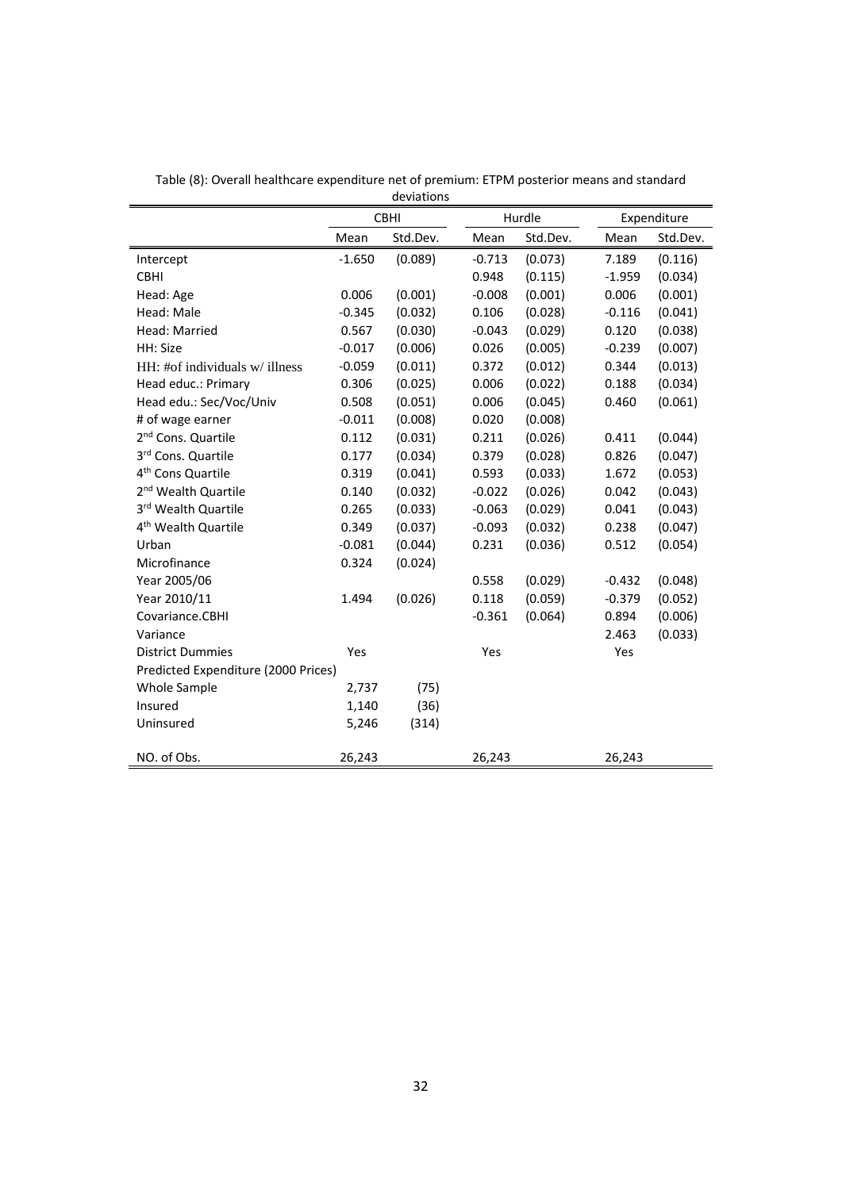Table (8): Overall healthcare expenditure net of premium: ETPM posterior means and standard deviations

| | CBHI | | Hurdle | | Expenditure | |
|---|---|---|---|---|---|---|
| | Mean | Std.Dev. | Mean | Std.Dev. | Mean | Std.Dev. |
| Intercept | -1.650 | (0.089) | -0.713 | (0.073) | 7.189 | (0.116) |
| CBHI | | | 0.948 | (0.115) | -1.959 | (0.034) |
| Head: Age | 0.006 | (0.001) | -0.008 | (0.001) | 0.006 | (0.001) |
| Head: Male | -0.345 | (0.032) | 0.106 | (0.028) | -0.116 | (0.041) |
| Head: Married | 0.567 | (0.030) | -0.043 | (0.029) | 0.120 | (0.038) |
| HH: Size | -0.017 | (0.006) | 0.026 | (0.005) | -0.239 | (0.007) |
| HH: #of individuals w/ illness | -0.059 | (0.011) | 0.372 | (0.012) | 0.344 | (0.013) |
| Head educ.: Primary | 0.306 | (0.025) | 0.006 | (0.022) | 0.188 | (0.034) |
| Head edu.: Sec/Voc/Univ | 0.508 | (0.051) | 0.006 | (0.045) | 0.460 | (0.061) |
| # of wage earner | -0.011 | (0.008) | 0.020 | (0.008) | | |
| 2nd Cons. Quartile | 0.112 | (0.031) | 0.211 | (0.026) | 0.411 | (0.044) |
| 3rd Cons. Quartile | 0.177 | (0.034) | 0.379 | (0.028) | 0.826 | (0.047) |
| 4th Cons Quartile | 0.319 | (0.041) | 0.593 | (0.033) | 1.672 | (0.053) |
| 2nd Wealth Quartile | 0.140 | (0.032) | -0.022 | (0.026) | 0.042 | (0.043) |
| 3rd Wealth Quartile | 0.265 | (0.033) | -0.063 | (0.029) | 0.041 | (0.043) |
| 4th Wealth Quartile | 0.349 | (0.037) | -0.093 | (0.032) | 0.238 | (0.047) |
| Urban | -0.081 | (0.044) | 0.231 | (0.036) | 0.512 | (0.054) |
| Microfinance | 0.324 | (0.024) | | | | |
| Year 2005/06 | | | 0.558 | (0.029) | -0.432 | (0.048) |
| Year 2010/11 | 1.494 | (0.026) | 0.118 | (0.059) | -0.379 | (0.052) |
| Covariance.CBHI | | | -0.361 | (0.064) | 0.894 | (0.006) |
| Variance | | | | | 2.463 | (0.033) |
| District Dummies | Yes | | Yes | | Yes | |
| Predicted Expenditure (2000 Prices) | | | | | | |
| Whole Sample | 2,737 | (75) | | | | |
| Insured | 1,140 | (36) | | | | |
| Uninsured | 5,246 | (314) | | | | |
| NO. of Obs. | 26,243 | | 26,243 | | 26,243 | |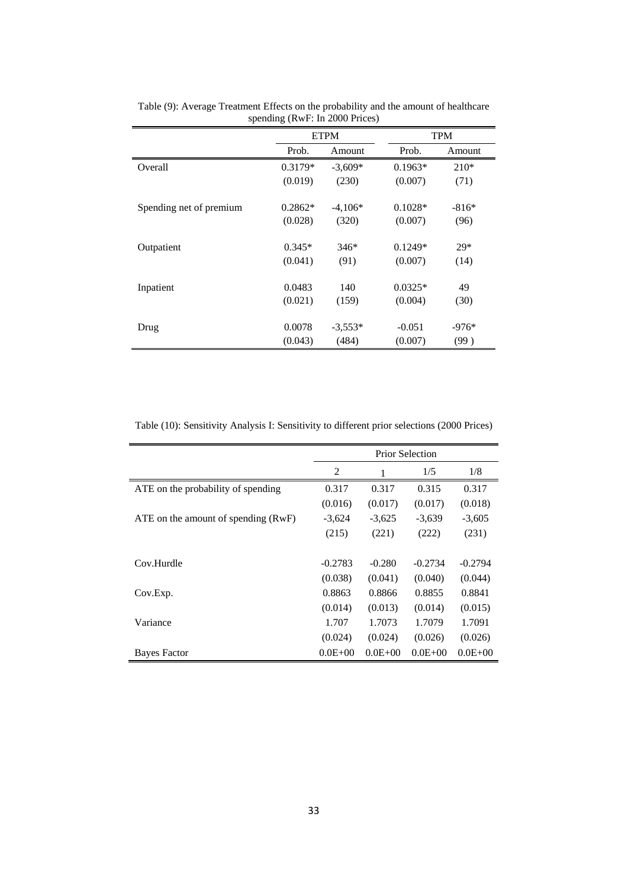Table (9): Average Treatment Effects on the probability and the amount of healthcare spending (RwF: In 2000 Prices)

| | ETPM | | TPM | |
|---|---|---|---|---|
| | Prob. | Amount | Prob. | Amount |
| Overall | 0.3179* | -3,609* | 0.1963* | 210* |
| | (0.019) | (230) | (0.007) | (71) |
| Spending net of premium | 0.2862* | -4,106* | 0.1028* | -816* |
| | (0.028) | (320) | (0.007) | (96) |
| Outpatient | 0.345* | 346* | 0.1249* | 29* |
| | (0.041) | (91) | (0.007) | (14) |
| Inpatient | 0.0483 | 140 | 0.0325* | 49 |
| | (0.021) | (159) | (0.004) | (30) |
| Drug | 0.0078 | -3,553* | -0.051 | -976* |
| | (0.043) | (484) | (0.007) | (99 ) |

Table (10): Sensitivity Analysis I: Sensitivity to different prior selections (2000 Prices)

| | Prior Selection | | | |
|---|---|---|---|---|
| | 2 | 1 | 1/5 | 1/8 |
| ATE on the probability of spending | 0.317 | 0.317 | 0.315 | 0.317 |
| | (0.016) | (0.017) | (0.017) | (0.018) |
| ATE on the amount of spending (RwF) | -3,624 | -3,625 | -3,639 | -3,605 |
| | (215) | (221) | (222) | (231) |
| Cov.Hurdle | -0.2783 | -0.280 | -0.2734 | -0.2794 |
| | (0.038) | (0.041) | (0.040) | (0.044) |
| Cov.Exp. | 0.8863 | 0.8866 | 0.8855 | 0.8841 |
| | (0.014) | (0.013) | (0.014) | (0.015) |
| Variance | 1.707 | 1.7073 | 1.7079 | 1.7091 |
| | (0.024) | (0.024) | (0.026) | (0.026) |
| Bayes Factor | 0.0E+00 | 0.0E+00 | 0.0E+00 | 0.0E+00 |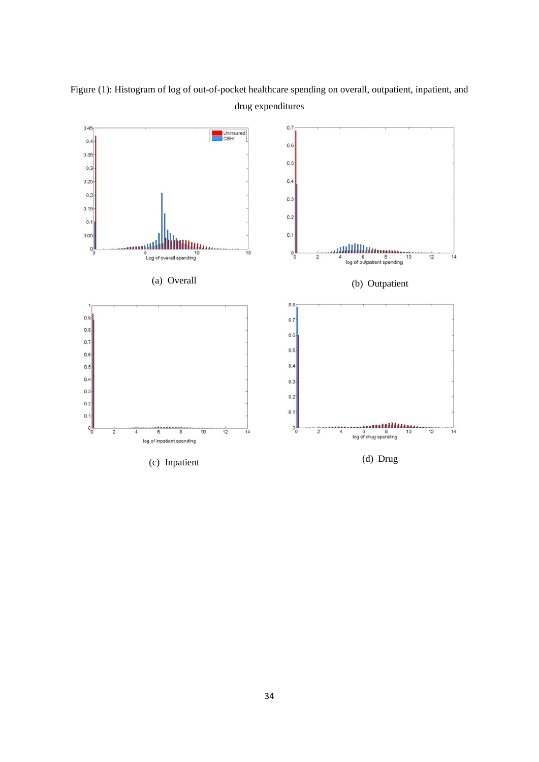Figure (1): Histogram of log of out-of-pocket healthcare spending on overall, outpatient, inpatient, and drug expenditures

(a) Overall

(b) Outpatient

(c) Inpatient

(d) Drug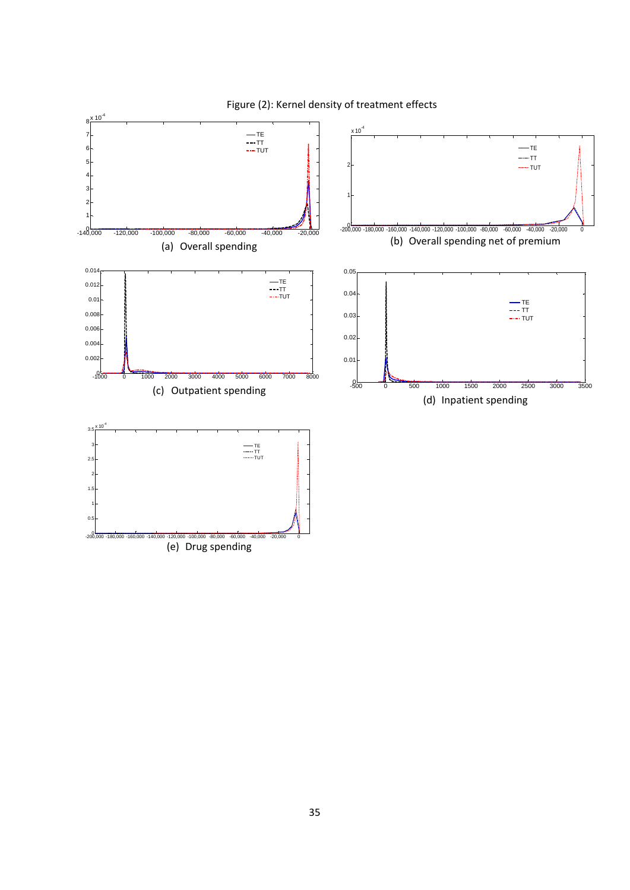Figure (2): Kernel density of treatment effects

(a) Overall spending

(b) Overall spending net of premium

(c) Outpatient spending

(d) Inpatient spending

(e) Drug spending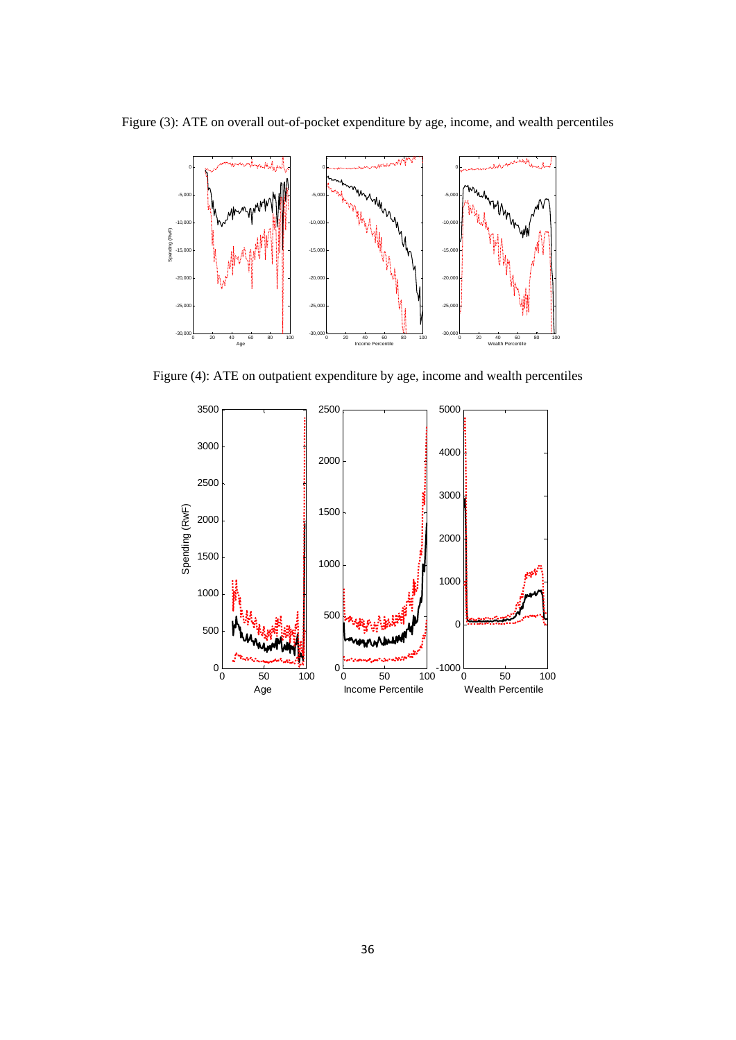Figure (3): ATE on overall out-of-pocket expenditure by age, income, and wealth percentiles

Figure (4): ATE on outpatient expenditure by age, income and wealth percentiles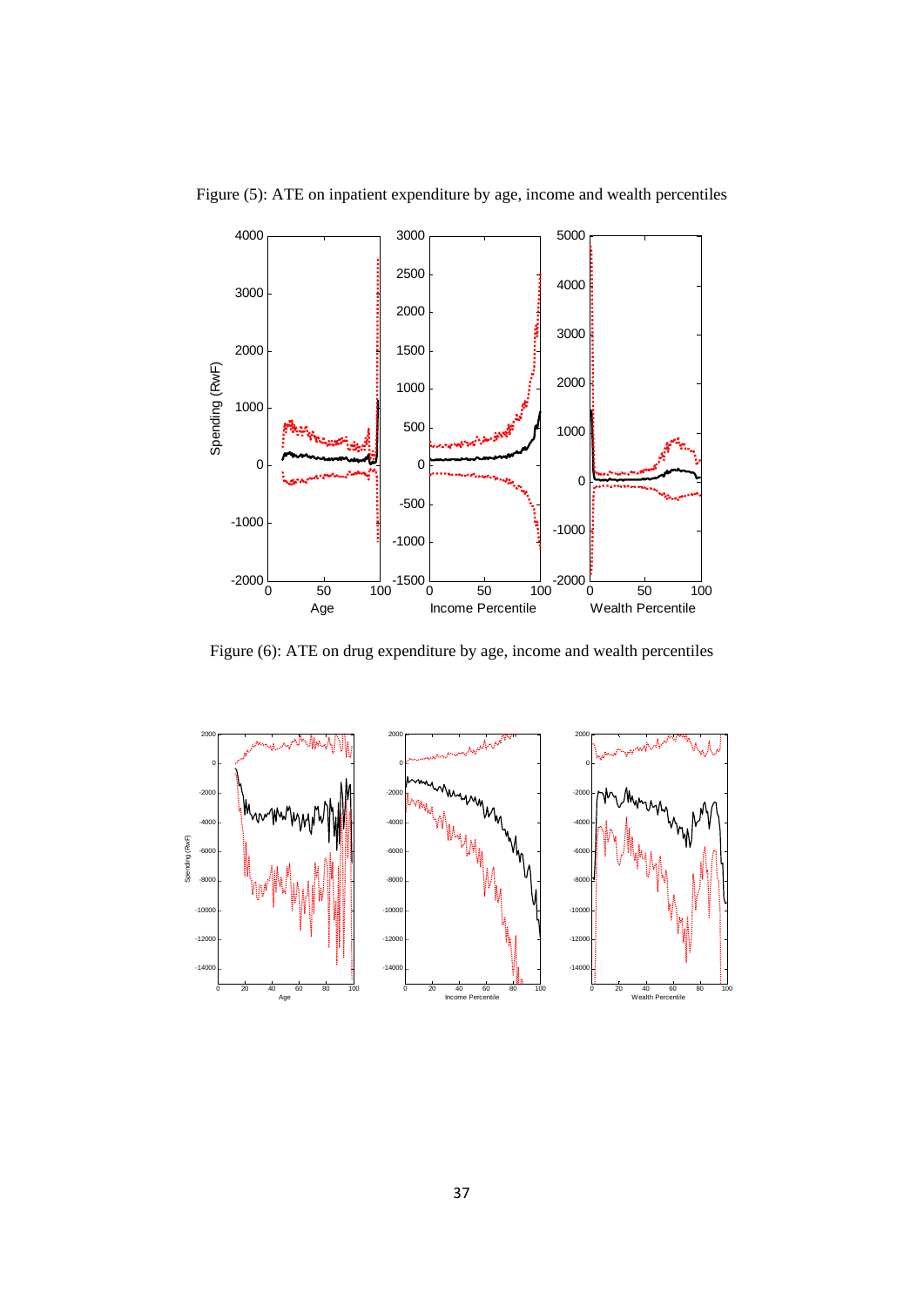Figure (5): ATE on inpatient expenditure by age, income and wealth percentiles

Spending (RwF)

4000
3000
2000
1000
0
-1000
-2000

0 50 100
Age

3000
2500
2000
1500
1000
500
0
-500
-1000
-1500

0 50 100
Income Percentile

5000
4000
3000
2000
1000
0
-1000
-2000

0 50 100
Wealth Percentile

Figure (6): ATE on drug expenditure by age, income and wealth percentiles

Spending (RwF)

2000
0
-2000
-4000
-6000
-8000
-10000
-12000
-14000

0 20 40 60 80 100
Age

2000
0
-2000
-4000
-6000
-8000
-10000
-12000
-14000

0 20 40 60 80 100
Income Percentile

2000
0
-2000
-4000
-6000
-8000
-10000
-12000
-14000

0 20 40 60 80 100
Wealth Percentile